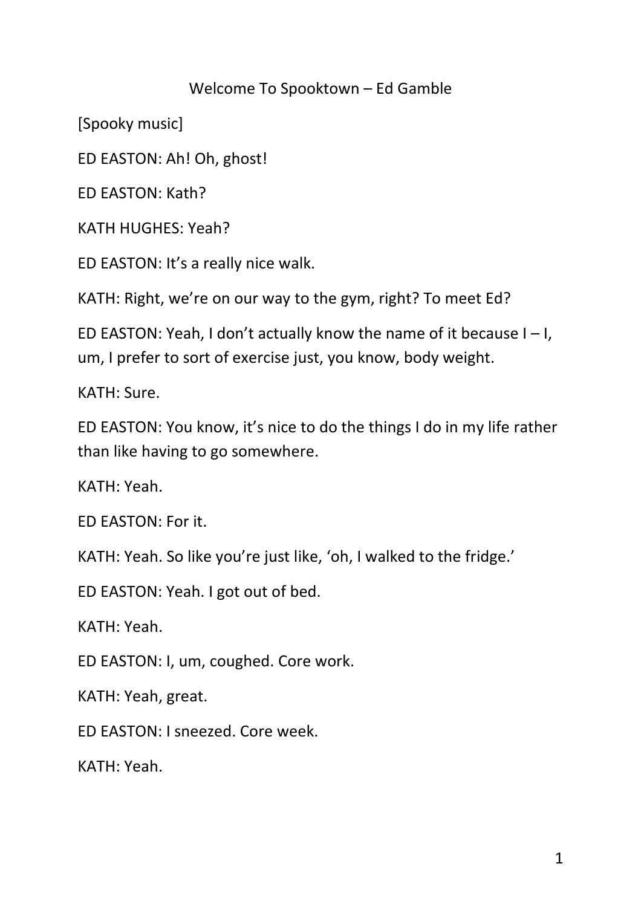# Welcome To Spooktown – Ed Gamble

[Spooky music]

ED EASTON: Ah! Oh, ghost!

ED EASTON: Kath?

KATH HUGHES: Yeah?

ED EASTON: It's a really nice walk.

KATH: Right, we're on our way to the gym, right? To meet Ed?

ED EASTON: Yeah, I don't actually know the name of it because I – I, um, I prefer to sort of exercise just, you know, body weight.

KATH: Sure.

ED EASTON: You know, it's nice to do the things I do in my life rather than like having to go somewhere.

KATH: Yeah.

ED EASTON: For it.

KATH: Yeah. So like you're just like, 'oh, I walked to the fridge.'

ED EASTON: Yeah. I got out of bed.

KATH: Yeah.

ED EASTON: I, um, coughed. Core work.

KATH: Yeah, great.

ED EASTON: I sneezed. Core week.

KATH: Yeah.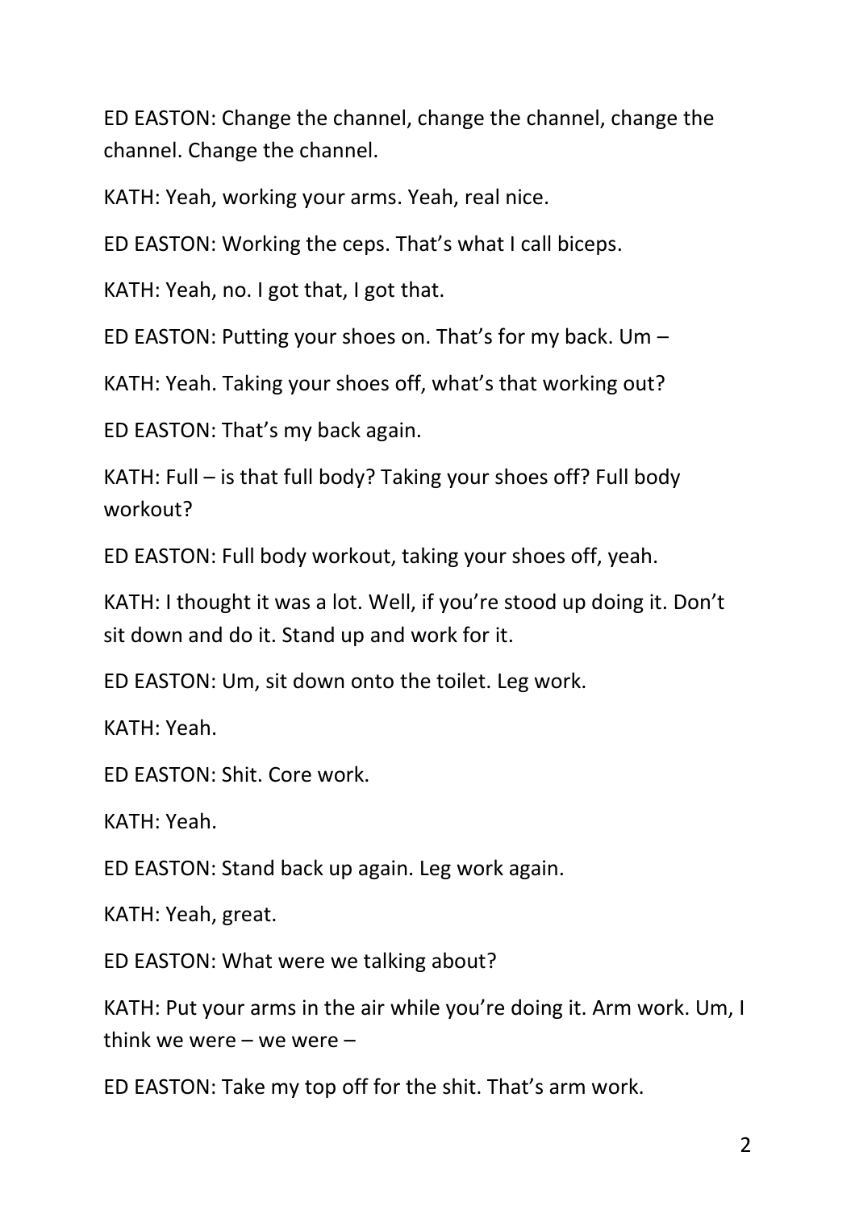ED EASTON: Change the channel, change the channel, change the channel. Change the channel.

KATH: Yeah, working your arms. Yeah, real nice.

ED EASTON: Working the ceps. That's what I call biceps.

KATH: Yeah, no. I got that, I got that.

ED EASTON: Putting your shoes on. That's for my back. Um –

KATH: Yeah. Taking your shoes off, what's that working out?

ED EASTON: That's my back again.

KATH: Full – is that full body? Taking your shoes off? Full body workout?

ED EASTON: Full body workout, taking your shoes off, yeah.

KATH: I thought it was a lot. Well, if you're stood up doing it. Don't sit down and do it. Stand up and work for it.

ED EASTON: Um, sit down onto the toilet. Leg work.

KATH: Yeah.

ED EASTON: Shit. Core work.

KATH: Yeah.

ED EASTON: Stand back up again. Leg work again.

KATH: Yeah, great.

ED EASTON: What were we talking about?

KATH: Put your arms in the air while you're doing it. Arm work. Um, I think we were – we were –

ED EASTON: Take my top off for the shit. That's arm work.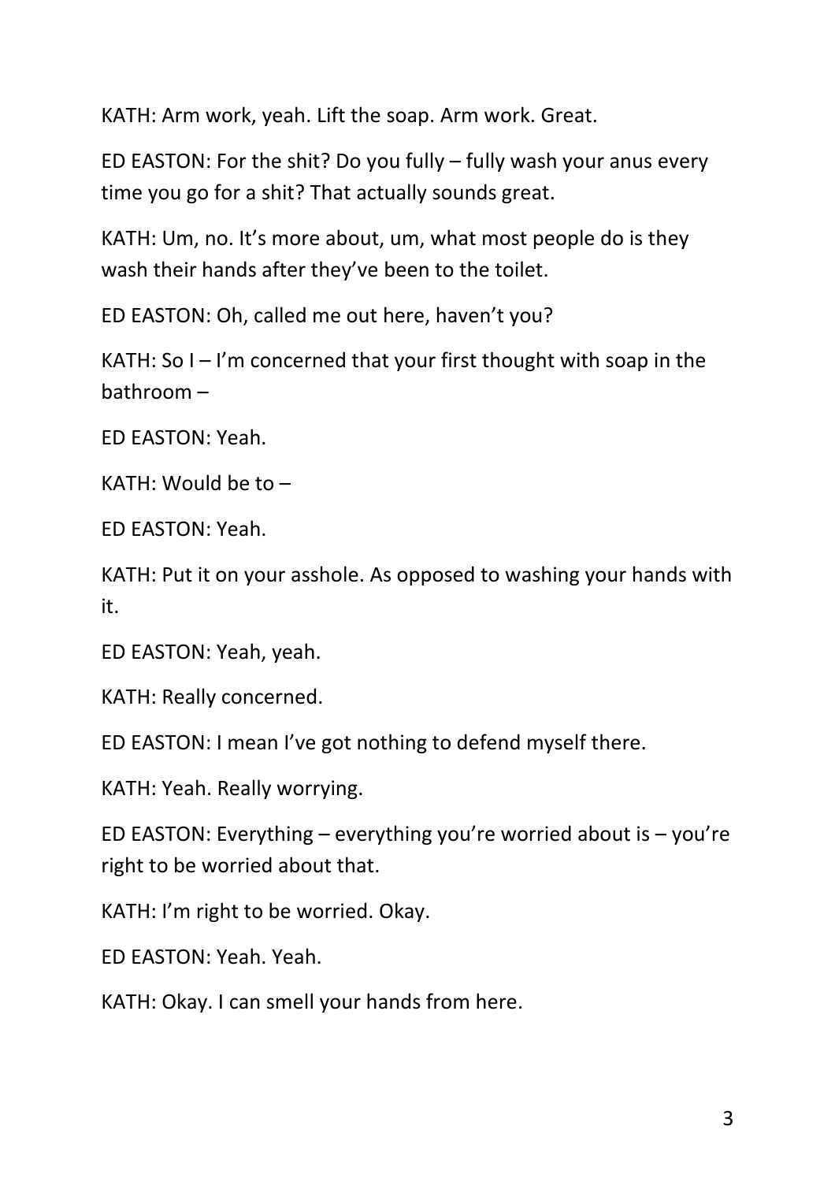KATH: Arm work, yeah. Lift the soap. Arm work. Great.

ED EASTON: For the shit? Do you fully – fully wash your anus every time you go for a shit? That actually sounds great.

KATH: Um, no. It's more about, um, what most people do is they wash their hands after they've been to the toilet.

ED EASTON: Oh, called me out here, haven't you?

KATH: So I – I'm concerned that your first thought with soap in the bathroom –

ED EASTON: Yeah.

KATH: Would be to –

ED EASTON: Yeah.

KATH: Put it on your asshole. As opposed to washing your hands with it.

ED EASTON: Yeah, yeah.

KATH: Really concerned.

ED EASTON: I mean I've got nothing to defend myself there.

KATH: Yeah. Really worrying.

ED EASTON: Everything – everything you're worried about is – you're right to be worried about that.

KATH: I'm right to be worried. Okay.

ED EASTON: Yeah. Yeah.

KATH: Okay. I can smell your hands from here.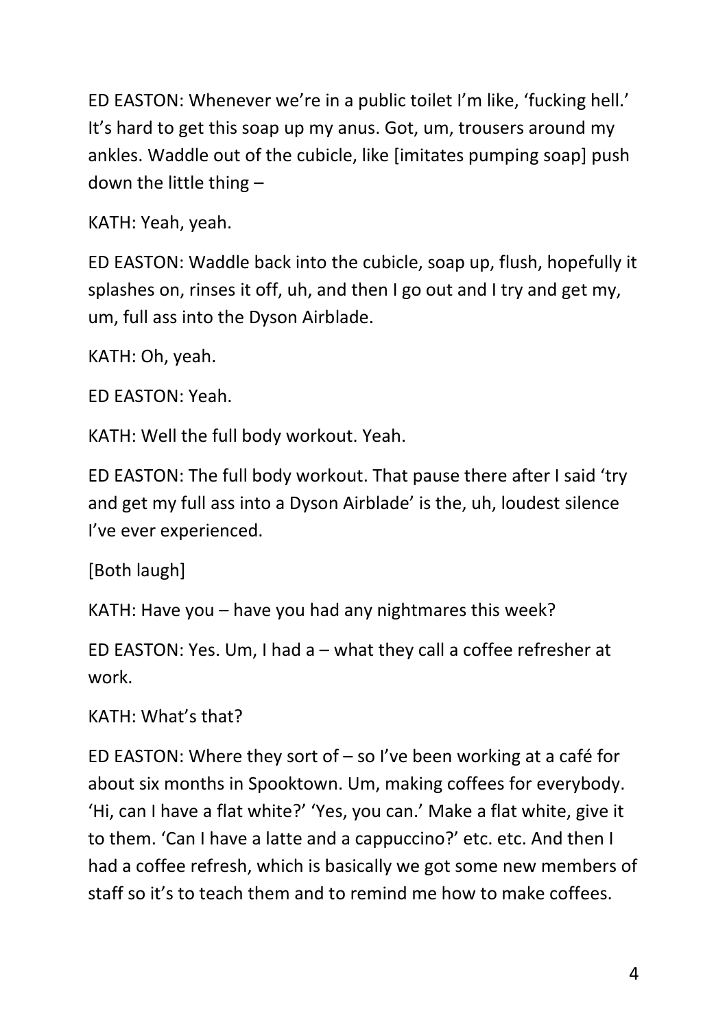ED EASTON: Whenever we're in a public toilet I'm like, 'fucking hell.' It's hard to get this soap up my anus. Got, um, trousers around my ankles. Waddle out of the cubicle, like [imitates pumping soap] push down the little thing –

KATH: Yeah, yeah.

ED EASTON: Waddle back into the cubicle, soap up, flush, hopefully it splashes on, rinses it off, uh, and then I go out and I try and get my, um, full ass into the Dyson Airblade.

KATH: Oh, yeah.

ED EASTON: Yeah.

KATH: Well the full body workout. Yeah.

ED EASTON: The full body workout. That pause there after I said 'try and get my full ass into a Dyson Airblade' is the, uh, loudest silence I've ever experienced.

[Both laugh]

KATH: Have you – have you had any nightmares this week?

ED EASTON: Yes. Um, I had a – what they call a coffee refresher at work.

KATH: What's that?

ED EASTON: Where they sort of – so I've been working at a café for about six months in Spooktown. Um, making coffees for everybody. 'Hi, can I have a flat white?' 'Yes, you can.' Make a flat white, give it to them. 'Can I have a latte and a cappuccino?' etc. etc. And then I had a coffee refresh, which is basically we got some new members of staff so it's to teach them and to remind me how to make coffees.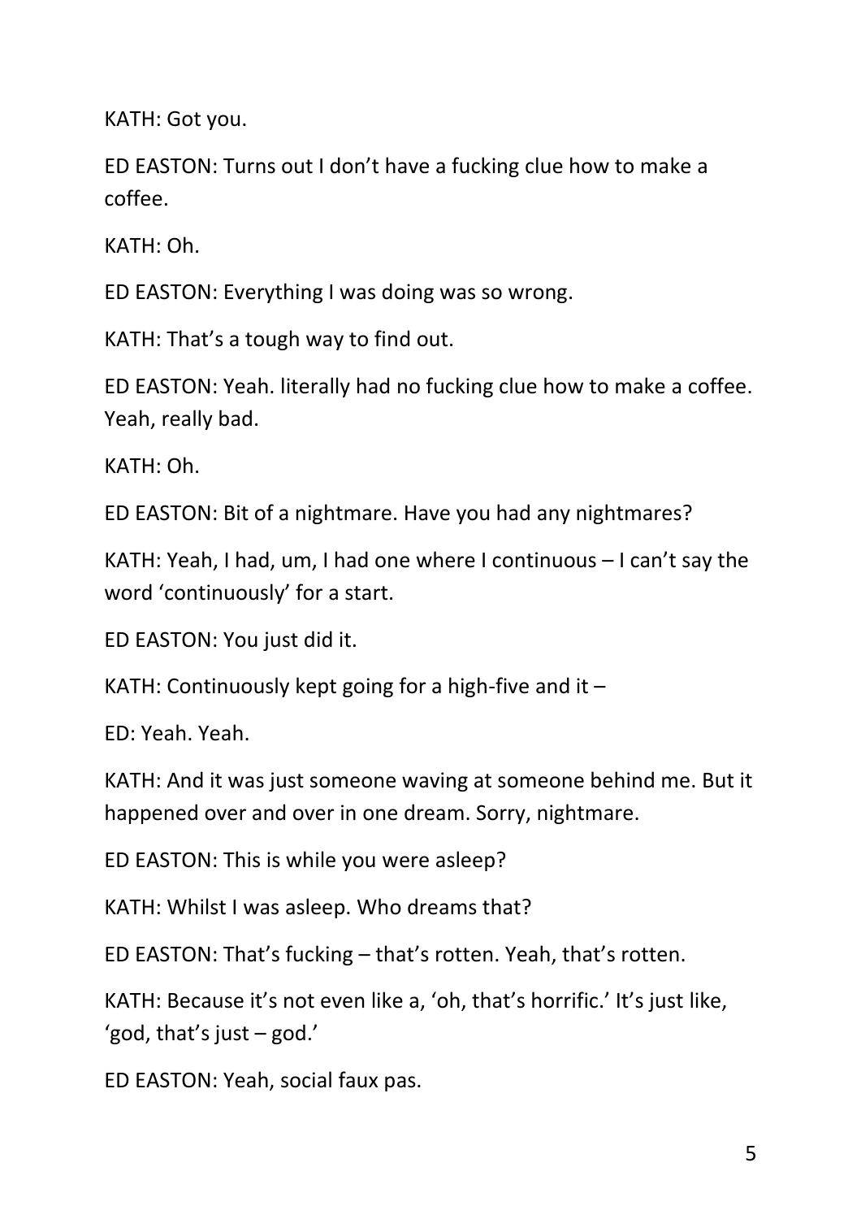KATH: Got you.

ED EASTON: Turns out I don't have a fucking clue how to make a coffee.

KATH: Oh.

ED EASTON: Everything I was doing was so wrong.

KATH: That's a tough way to find out.

ED EASTON: Yeah. literally had no fucking clue how to make a coffee. Yeah, really bad.

KATH: Oh.

ED EASTON: Bit of a nightmare. Have you had any nightmares?

KATH: Yeah, I had, um, I had one where I continuous – I can't say the word 'continuously' for a start.

ED EASTON: You just did it.

KATH: Continuously kept going for a high-five and it –

ED: Yeah. Yeah.

KATH: And it was just someone waving at someone behind me. But it happened over and over in one dream. Sorry, nightmare.

ED EASTON: This is while you were asleep?

KATH: Whilst I was asleep. Who dreams that?

ED EASTON: That's fucking – that's rotten. Yeah, that's rotten.

KATH: Because it's not even like a, 'oh, that's horrific.' It's just like, 'god, that's just – god.'

ED EASTON: Yeah, social faux pas.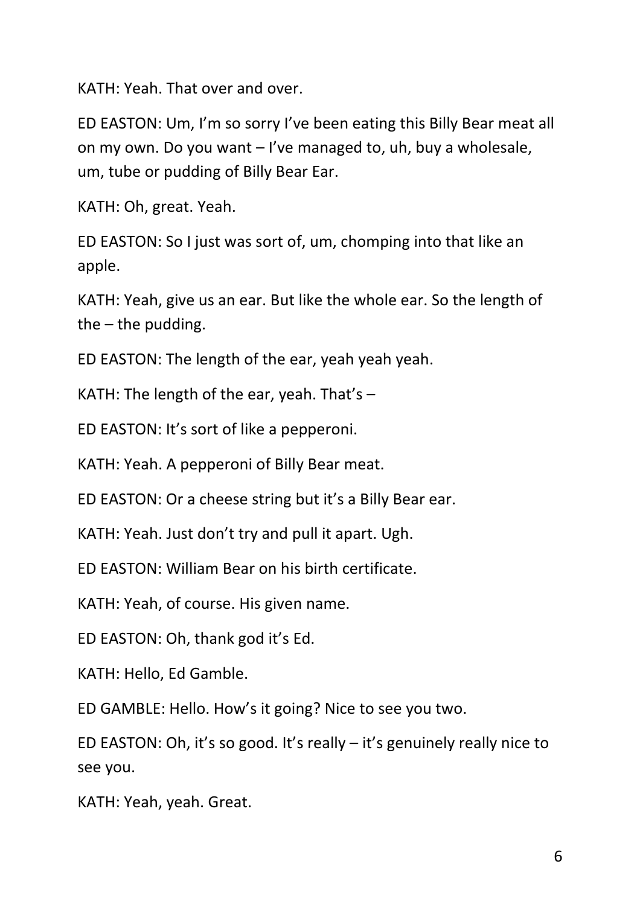KATH: Yeah. That over and over.

ED EASTON: Um, I'm so sorry I've been eating this Billy Bear meat all on my own. Do you want – I've managed to, uh, buy a wholesale, um, tube or pudding of Billy Bear Ear.

KATH: Oh, great. Yeah.

ED EASTON: So I just was sort of, um, chomping into that like an apple.

KATH: Yeah, give us an ear. But like the whole ear. So the length of the – the pudding.

ED EASTON: The length of the ear, yeah yeah yeah.

KATH: The length of the ear, yeah. That's –

ED EASTON: It's sort of like a pepperoni.

KATH: Yeah. A pepperoni of Billy Bear meat.

ED EASTON: Or a cheese string but it's a Billy Bear ear.

KATH: Yeah. Just don't try and pull it apart. Ugh.

ED EASTON: William Bear on his birth certificate.

KATH: Yeah, of course. His given name.

ED EASTON: Oh, thank god it's Ed.

KATH: Hello, Ed Gamble.

ED GAMBLE: Hello. How's it going? Nice to see you two.

ED EASTON: Oh, it's so good. It's really – it's genuinely really nice to see you.

KATH: Yeah, yeah. Great.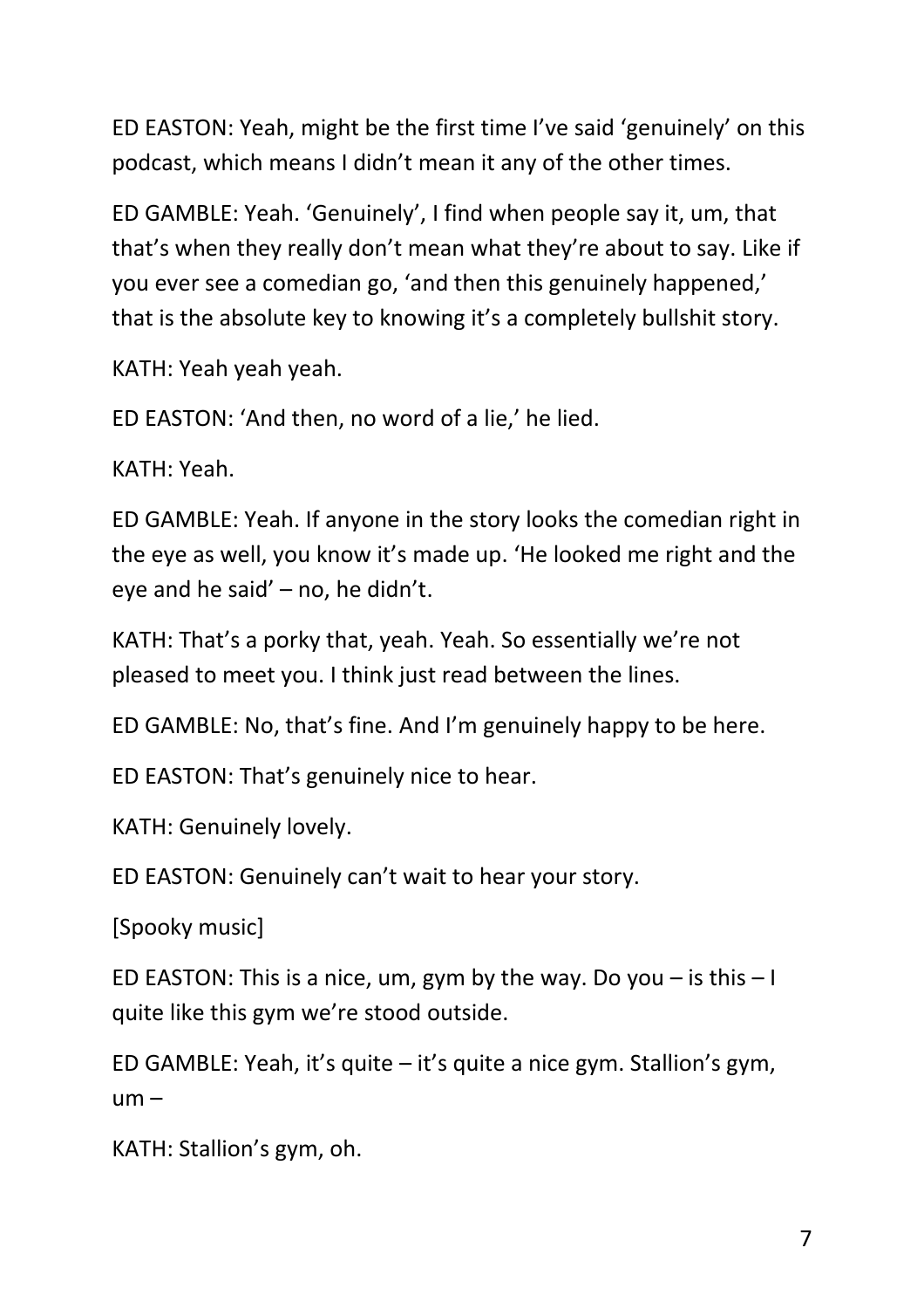ED EASTON: Yeah, might be the first time I've said 'genuinely' on this podcast, which means I didn't mean it any of the other times.

ED GAMBLE: Yeah. 'Genuinely', I find when people say it, um, that that's when they really don't mean what they're about to say. Like if you ever see a comedian go, 'and then this genuinely happened,' that is the absolute key to knowing it's a completely bullshit story.

KATH: Yeah yeah yeah.

ED EASTON: 'And then, no word of a lie,' he lied.

KATH: Yeah.

ED GAMBLE: Yeah. If anyone in the story looks the comedian right in the eye as well, you know it's made up. 'He looked me right and the eye and he said' – no, he didn't.

KATH: That's a porky that, yeah. Yeah. So essentially we're not pleased to meet you. I think just read between the lines.

ED GAMBLE: No, that's fine. And I'm genuinely happy to be here.

ED EASTON: That's genuinely nice to hear.

KATH: Genuinely lovely.

ED EASTON: Genuinely can't wait to hear your story.

[Spooky music]

ED EASTON: This is a nice, um, gym by the way. Do you – is this – I quite like this gym we're stood outside.

ED GAMBLE: Yeah, it's quite – it's quite a nice gym. Stallion's gym, um –

KATH: Stallion's gym, oh.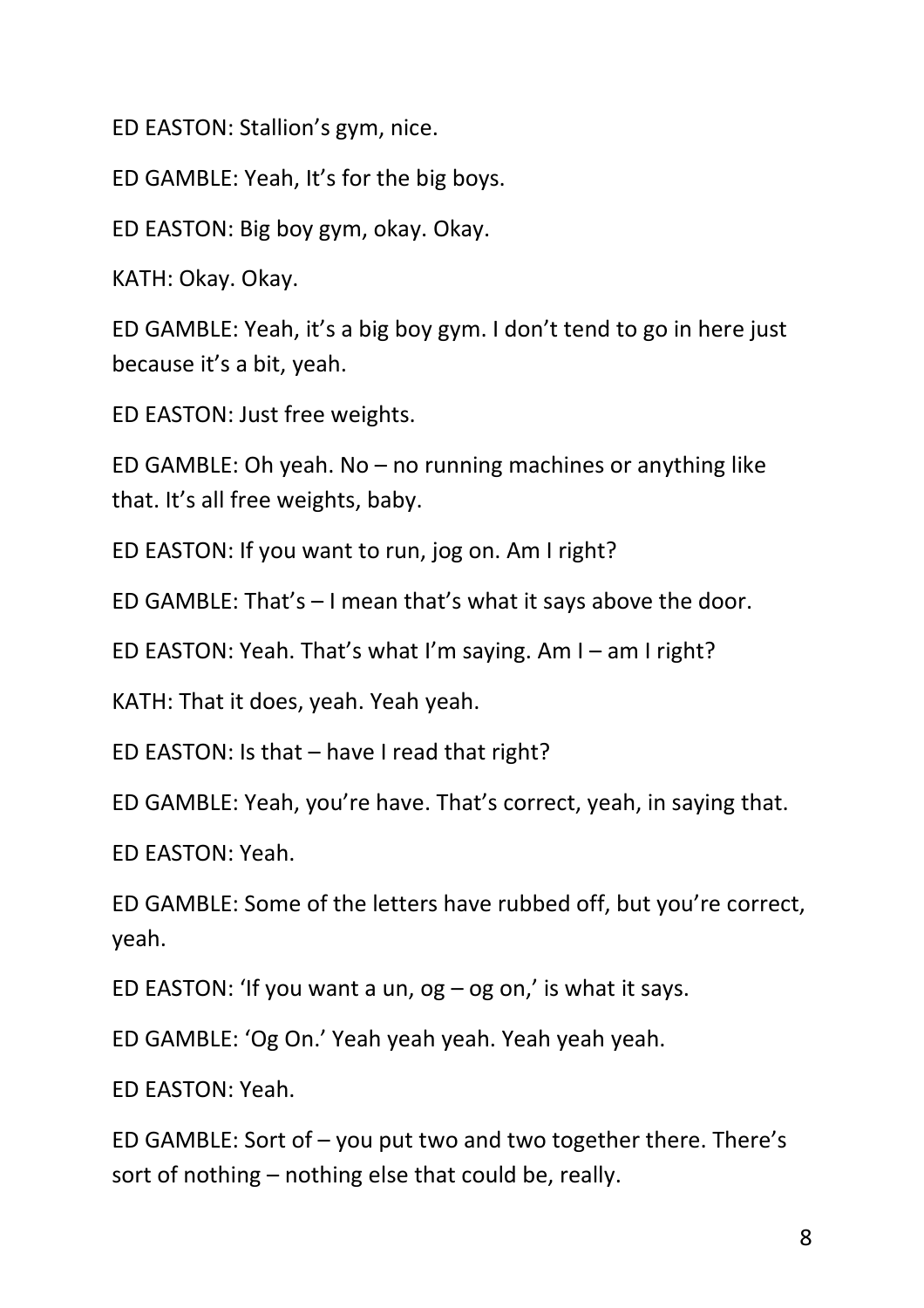ED EASTON: Stallion's gym, nice.

ED GAMBLE: Yeah, It's for the big boys.

ED EASTON: Big boy gym, okay. Okay.

KATH: Okay. Okay.

ED GAMBLE: Yeah, it's a big boy gym. I don't tend to go in here just because it's a bit, yeah.

ED EASTON: Just free weights.

ED GAMBLE: Oh yeah. No – no running machines or anything like that. It's all free weights, baby.

ED EASTON: If you want to run, jog on. Am I right?

ED GAMBLE: That's – I mean that's what it says above the door.

ED EASTON: Yeah. That's what I'm saying. Am I – am I right?

KATH: That it does, yeah. Yeah yeah.

ED EASTON: Is that – have I read that right?

ED GAMBLE: Yeah, you're have. That's correct, yeah, in saying that.

ED EASTON: Yeah.

ED GAMBLE: Some of the letters have rubbed off, but you're correct, yeah.

ED EASTON: 'If you want a un, og – og on,' is what it says.

ED GAMBLE: 'Og On.' Yeah yeah yeah. Yeah yeah yeah.

ED EASTON: Yeah.

ED GAMBLE: Sort of – you put two and two together there. There's sort of nothing – nothing else that could be, really.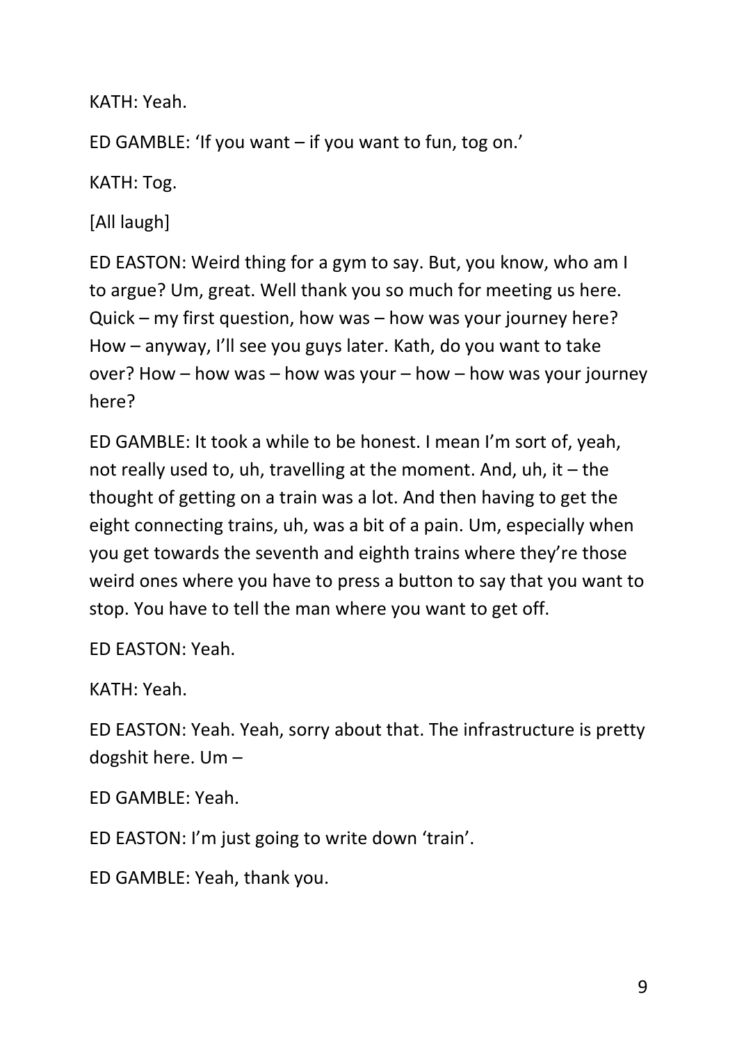KATH: Yeah.

ED GAMBLE: 'If you want – if you want to fun, tog on.'

KATH: Tog.

[All laugh]

ED EASTON: Weird thing for a gym to say. But, you know, who am I to argue? Um, great. Well thank you so much for meeting us here. Quick – my first question, how was – how was your journey here? How – anyway, I'll see you guys later. Kath, do you want to take over? How – how was – how was your – how – how was your journey here?

ED GAMBLE: It took a while to be honest. I mean I'm sort of, yeah, not really used to, uh, travelling at the moment. And, uh, it – the thought of getting on a train was a lot. And then having to get the eight connecting trains, uh, was a bit of a pain. Um, especially when you get towards the seventh and eighth trains where they're those weird ones where you have to press a button to say that you want to stop. You have to tell the man where you want to get off.

ED EASTON: Yeah.

KATH: Yeah.

ED EASTON: Yeah. Yeah, sorry about that. The infrastructure is pretty dogshit here. Um –

ED GAMBLE: Yeah.

ED EASTON: I'm just going to write down 'train'.

ED GAMBLE: Yeah, thank you.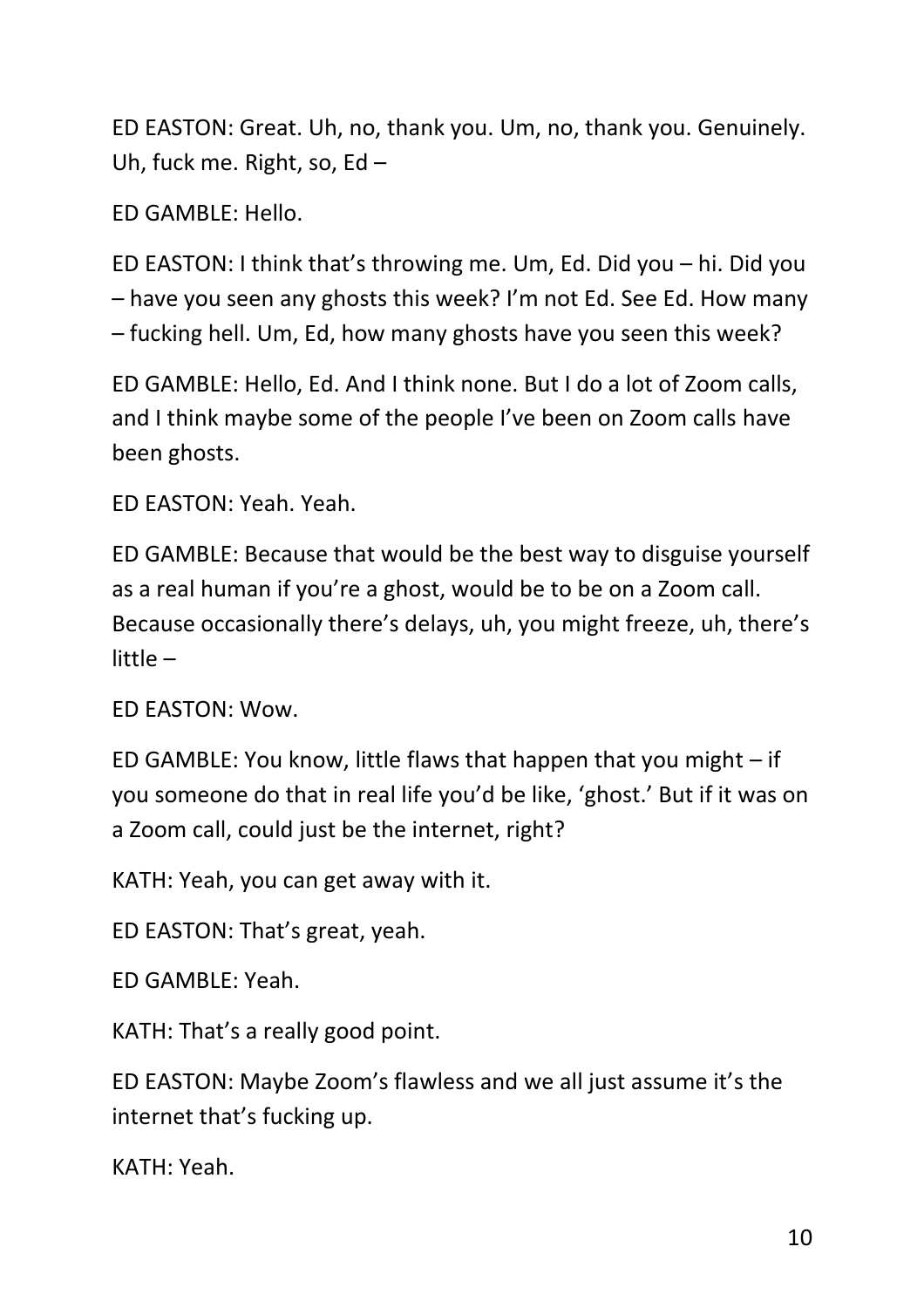ED EASTON: Great. Uh, no, thank you. Um, no, thank you. Genuinely. Uh, fuck me. Right, so, Ed –

ED GAMBLE: Hello.

ED EASTON: I think that's throwing me. Um, Ed. Did you – hi. Did you – have you seen any ghosts this week? I'm not Ed. See Ed. How many – fucking hell. Um, Ed, how many ghosts have you seen this week?

ED GAMBLE: Hello, Ed. And I think none. But I do a lot of Zoom calls, and I think maybe some of the people I've been on Zoom calls have been ghosts.

ED EASTON: Yeah. Yeah.

ED GAMBLE: Because that would be the best way to disguise yourself as a real human if you're a ghost, would be to be on a Zoom call. Because occasionally there's delays, uh, you might freeze, uh, there's little –

ED EASTON: Wow.

ED GAMBLE: You know, little flaws that happen that you might – if you someone do that in real life you'd be like, 'ghost.' But if it was on a Zoom call, could just be the internet, right?

KATH: Yeah, you can get away with it.

ED EASTON: That's great, yeah.

ED GAMBLE: Yeah.

KATH: That's a really good point.

ED EASTON: Maybe Zoom's flawless and we all just assume it's the internet that's fucking up.

KATH: Yeah.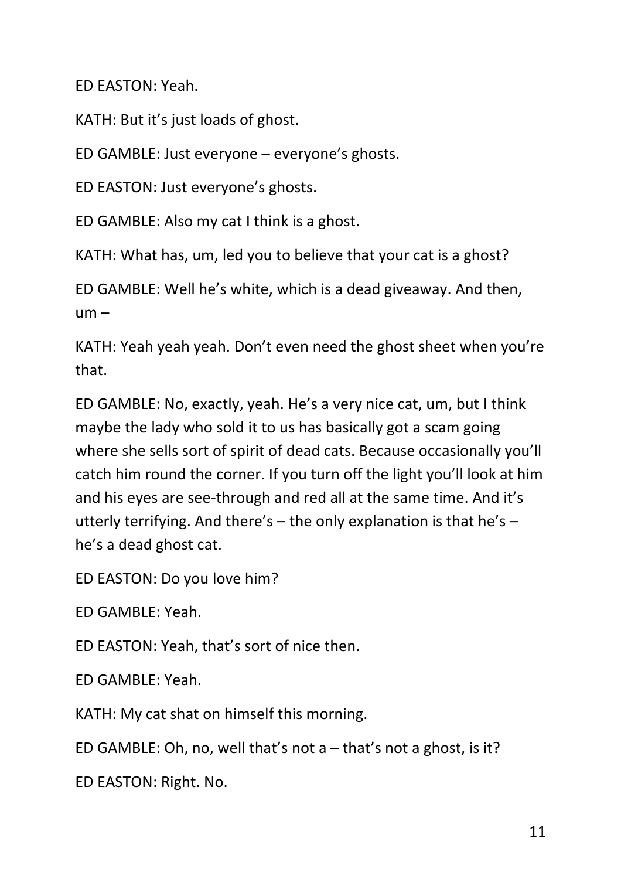ED EASTON: Yeah.

KATH: But it's just loads of ghost.

ED GAMBLE: Just everyone – everyone's ghosts.

ED EASTON: Just everyone's ghosts.

ED GAMBLE: Also my cat I think is a ghost.

KATH: What has, um, led you to believe that your cat is a ghost?

ED GAMBLE: Well he's white, which is a dead giveaway. And then, um –

KATH: Yeah yeah yeah. Don't even need the ghost sheet when you're that.

ED GAMBLE: No, exactly, yeah. He's a very nice cat, um, but I think maybe the lady who sold it to us has basically got a scam going where she sells sort of spirit of dead cats. Because occasionally you'll catch him round the corner. If you turn off the light you'll look at him and his eyes are see-through and red all at the same time. And it's utterly terrifying. And there's – the only explanation is that he's – he's a dead ghost cat.

ED EASTON: Do you love him?

ED GAMBLE: Yeah.

ED EASTON: Yeah, that's sort of nice then.

ED GAMBLE: Yeah.

KATH: My cat shat on himself this morning.

ED GAMBLE: Oh, no, well that's not a – that's not a ghost, is it?

ED EASTON: Right. No.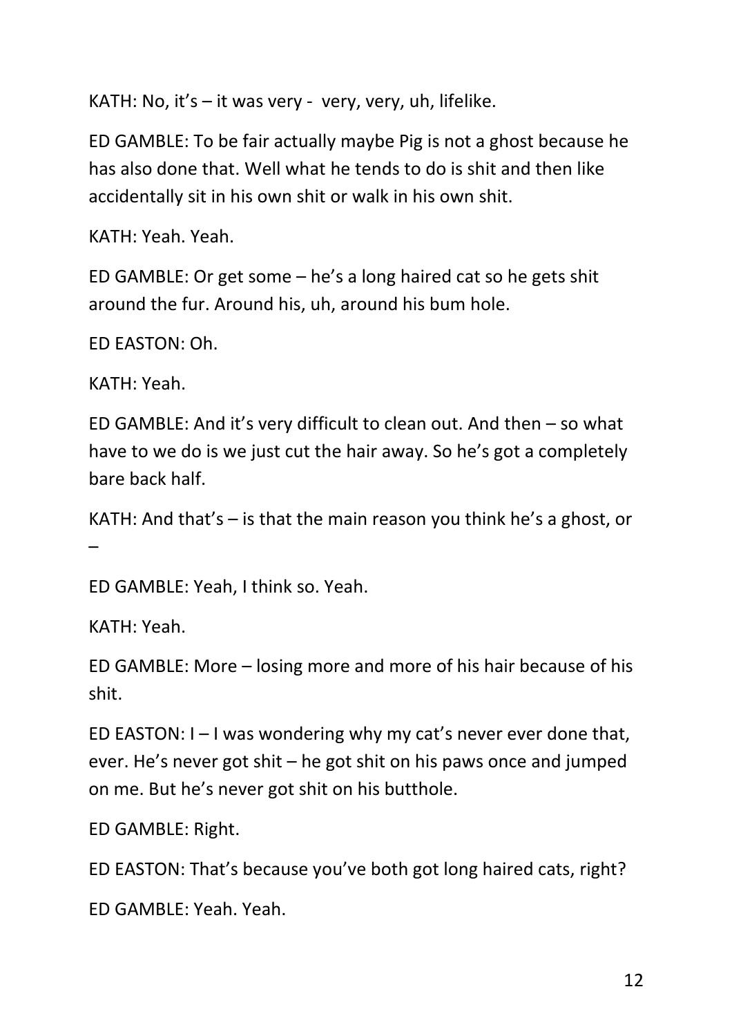KATH: No, it's – it was very -  very, very, uh, lifelike.

ED GAMBLE: To be fair actually maybe Pig is not a ghost because he has also done that. Well what he tends to do is shit and then like accidentally sit in his own shit or walk in his own shit.

KATH: Yeah. Yeah.

ED GAMBLE: Or get some – he's a long haired cat so he gets shit around the fur. Around his, uh, around his bum hole.

ED EASTON: Oh.

KATH: Yeah.

ED GAMBLE: And it's very difficult to clean out. And then – so what have to we do is we just cut the hair away. So he's got a completely bare back half.

KATH: And that's – is that the main reason you think he's a ghost, or –

ED GAMBLE: Yeah, I think so. Yeah.

KATH: Yeah.

ED GAMBLE: More – losing more and more of his hair because of his shit.

ED EASTON: I – I was wondering why my cat's never ever done that, ever. He's never got shit – he got shit on his paws once and jumped on me. But he's never got shit on his butthole.

ED GAMBLE: Right.

ED EASTON: That's because you've both got long haired cats, right?

ED GAMBLE: Yeah. Yeah.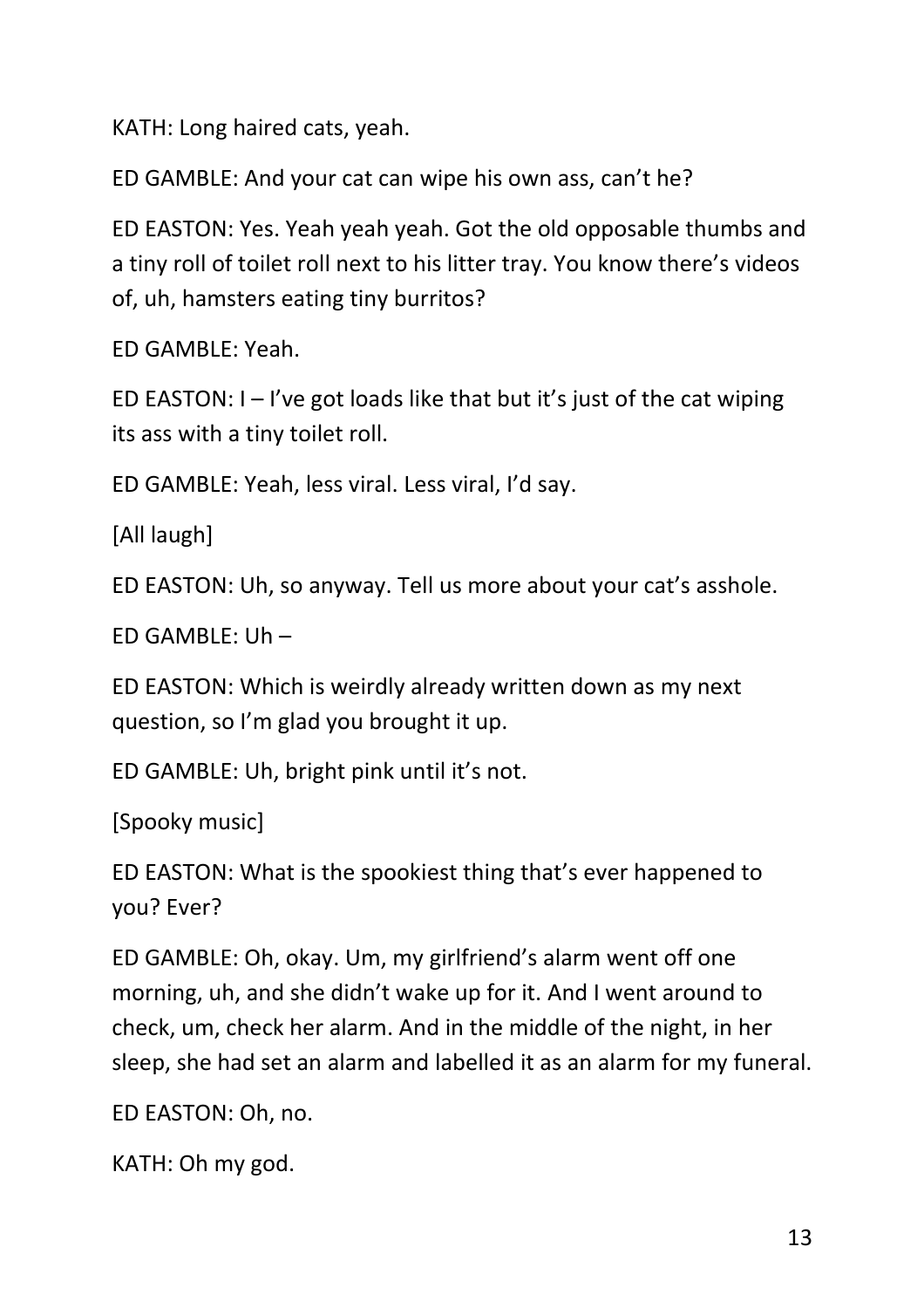KATH: Long haired cats, yeah.

ED GAMBLE: And your cat can wipe his own ass, can't he?

ED EASTON: Yes. Yeah yeah yeah. Got the old opposable thumbs and a tiny roll of toilet roll next to his litter tray. You know there's videos of, uh, hamsters eating tiny burritos?

ED GAMBLE: Yeah.

ED EASTON: I – I've got loads like that but it's just of the cat wiping its ass with a tiny toilet roll.

ED GAMBLE: Yeah, less viral. Less viral, I'd say.

[All laugh]

ED EASTON: Uh, so anyway. Tell us more about your cat's asshole.

ED GAMBLE: Uh –

ED EASTON: Which is weirdly already written down as my next question, so I'm glad you brought it up.

ED GAMBLE: Uh, bright pink until it's not.

[Spooky music]

ED EASTON: What is the spookiest thing that's ever happened to you? Ever?

ED GAMBLE: Oh, okay. Um, my girlfriend's alarm went off one morning, uh, and she didn't wake up for it. And I went around to check, um, check her alarm. And in the middle of the night, in her sleep, she had set an alarm and labelled it as an alarm for my funeral.

ED EASTON: Oh, no.

KATH: Oh my god.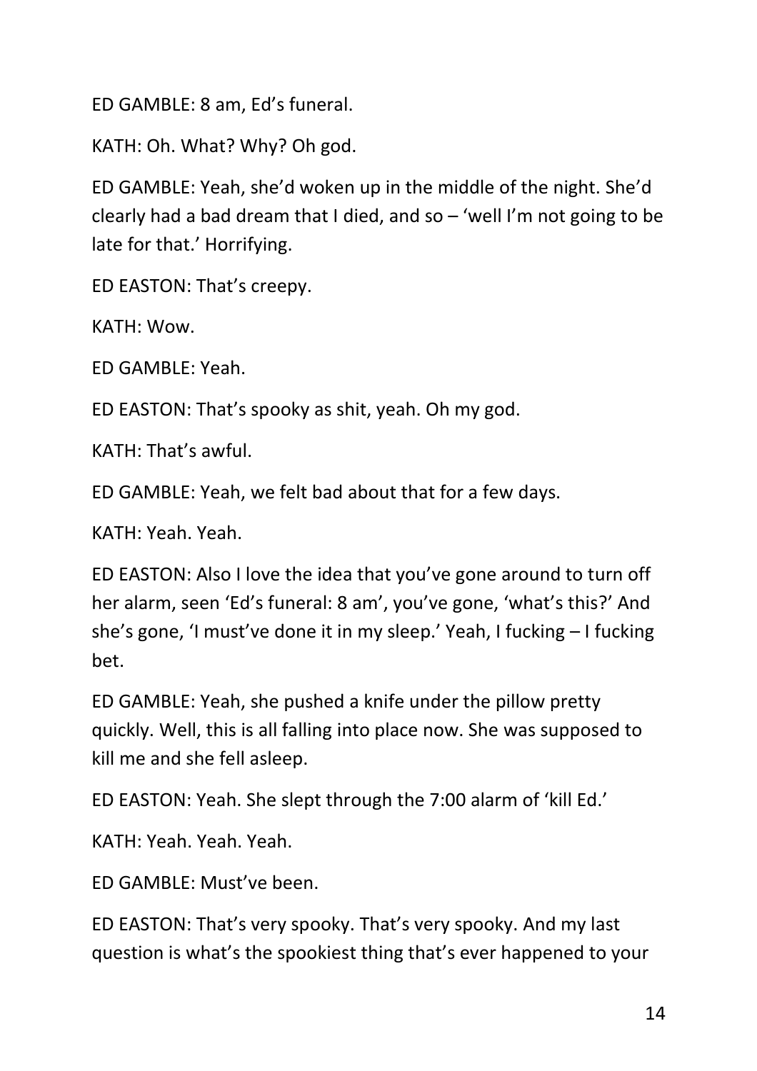ED GAMBLE: 8 am, Ed's funeral.

KATH: Oh. What? Why? Oh god.

ED GAMBLE: Yeah, she'd woken up in the middle of the night. She'd clearly had a bad dream that I died, and so – 'well I'm not going to be late for that.' Horrifying.

ED EASTON: That's creepy.

KATH: Wow.

ED GAMBLE: Yeah.

ED EASTON: That's spooky as shit, yeah. Oh my god.

KATH: That's awful.

ED GAMBLE: Yeah, we felt bad about that for a few days.

KATH: Yeah. Yeah.

ED EASTON: Also I love the idea that you've gone around to turn off her alarm, seen 'Ed's funeral: 8 am', you've gone, 'what's this?' And she's gone, 'I must've done it in my sleep.' Yeah, I fucking – I fucking bet.

ED GAMBLE: Yeah, she pushed a knife under the pillow pretty quickly. Well, this is all falling into place now. She was supposed to kill me and she fell asleep.

ED EASTON: Yeah. She slept through the 7:00 alarm of 'kill Ed.'

KATH: Yeah. Yeah. Yeah.

ED GAMBLE: Must've been.

ED EASTON: That's very spooky. That's very spooky. And my last question is what's the spookiest thing that's ever happened to your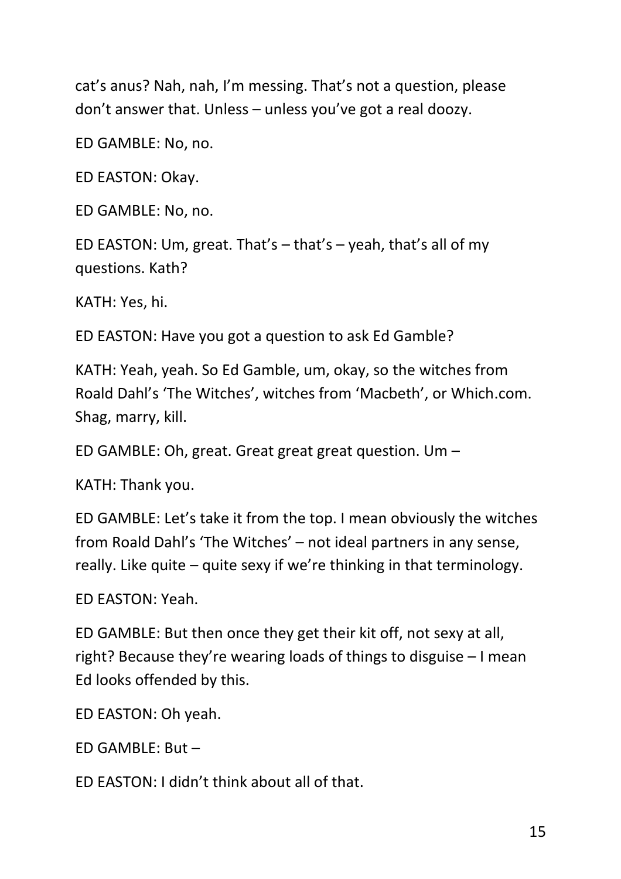cat's anus? Nah, nah, I'm messing. That's not a question, please don't answer that. Unless – unless you've got a real doozy.

ED GAMBLE: No, no.

ED EASTON: Okay.

ED GAMBLE: No, no.

ED EASTON: Um, great. That's – that's – yeah, that's all of my questions. Kath?

KATH: Yes, hi.

ED EASTON: Have you got a question to ask Ed Gamble?

KATH: Yeah, yeah. So Ed Gamble, um, okay, so the witches from Roald Dahl's 'The Witches', witches from 'Macbeth', or Which.com. Shag, marry, kill.

ED GAMBLE: Oh, great. Great great great question. Um –

KATH: Thank you.

ED GAMBLE: Let's take it from the top. I mean obviously the witches from Roald Dahl's 'The Witches' – not ideal partners in any sense, really. Like quite – quite sexy if we're thinking in that terminology.

ED EASTON: Yeah.

ED GAMBLE: But then once they get their kit off, not sexy at all, right? Because they're wearing loads of things to disguise – I mean Ed looks offended by this.

ED EASTON: Oh yeah.

ED GAMBLE: But –

ED EASTON: I didn't think about all of that.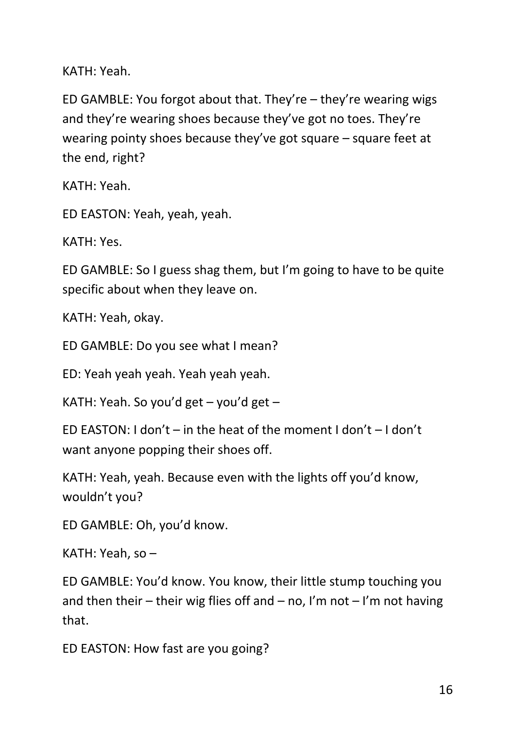KATH: Yeah.

ED GAMBLE: You forgot about that. They're – they're wearing wigs and they're wearing shoes because they've got no toes. They're wearing pointy shoes because they've got square – square feet at the end, right?

KATH: Yeah.

ED EASTON: Yeah, yeah, yeah.

KATH: Yes.

ED GAMBLE: So I guess shag them, but I'm going to have to be quite specific about when they leave on.

KATH: Yeah, okay.

ED GAMBLE: Do you see what I mean?

ED: Yeah yeah yeah. Yeah yeah yeah.

KATH: Yeah. So you'd get – you'd get –

ED EASTON: I don't – in the heat of the moment I don't – I don't want anyone popping their shoes off.

KATH: Yeah, yeah. Because even with the lights off you'd know, wouldn't you?

ED GAMBLE: Oh, you'd know.

KATH: Yeah, so –

ED GAMBLE: You'd know. You know, their little stump touching you and then their – their wig flies off and – no, I'm not – I'm not having that.

ED EASTON: How fast are you going?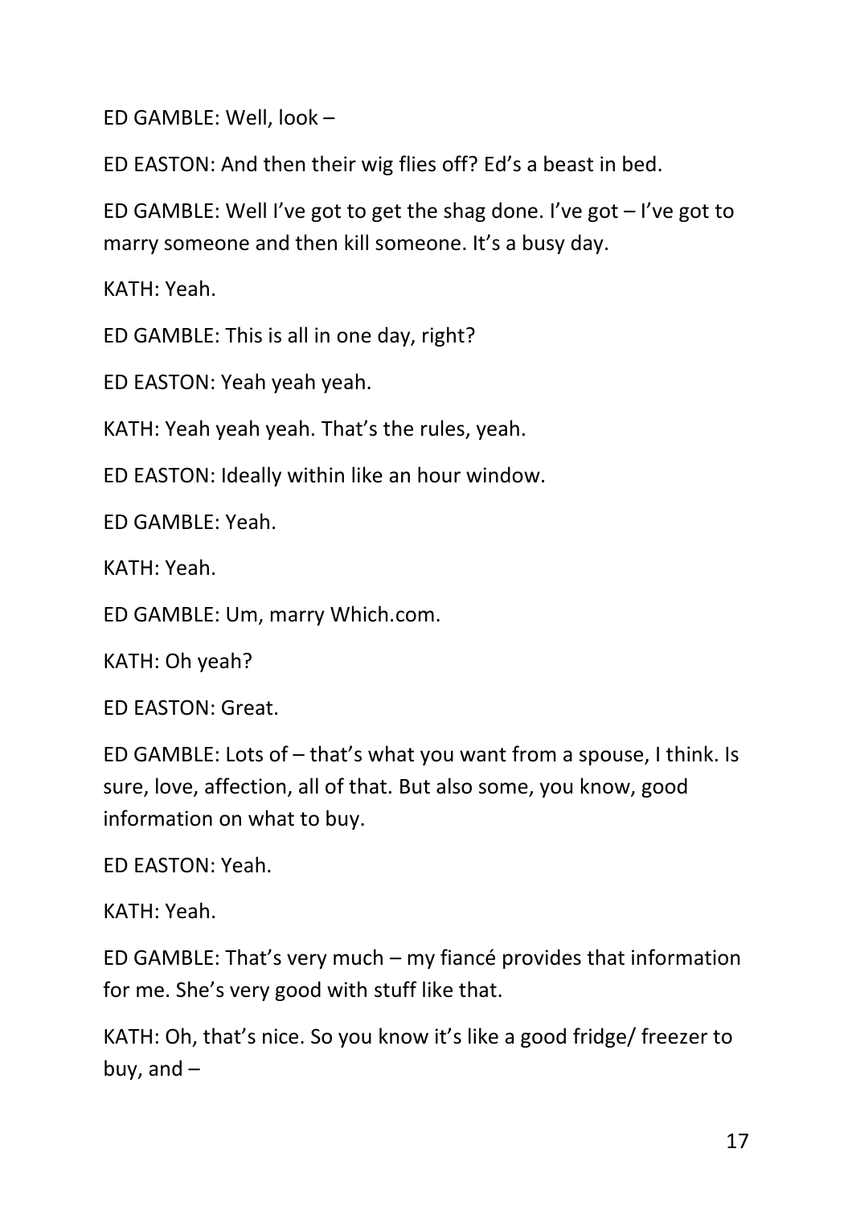ED GAMBLE: Well, look –

ED EASTON: And then their wig flies off? Ed's a beast in bed.

ED GAMBLE: Well I've got to get the shag done. I've got – I've got to marry someone and then kill someone. It's a busy day.

KATH: Yeah.

ED GAMBLE: This is all in one day, right?

ED EASTON: Yeah yeah yeah.

KATH: Yeah yeah yeah. That's the rules, yeah.

ED EASTON: Ideally within like an hour window.

ED GAMBLE: Yeah.

KATH: Yeah.

ED GAMBLE: Um, marry Which.com.

KATH: Oh yeah?

ED EASTON: Great.

ED GAMBLE: Lots of – that's what you want from a spouse, I think. Is sure, love, affection, all of that. But also some, you know, good information on what to buy.

ED EASTON: Yeah.

KATH: Yeah.

ED GAMBLE: That's very much – my fiancé provides that information for me. She's very good with stuff like that.

KATH: Oh, that's nice. So you know it's like a good fridge/ freezer to buy, and –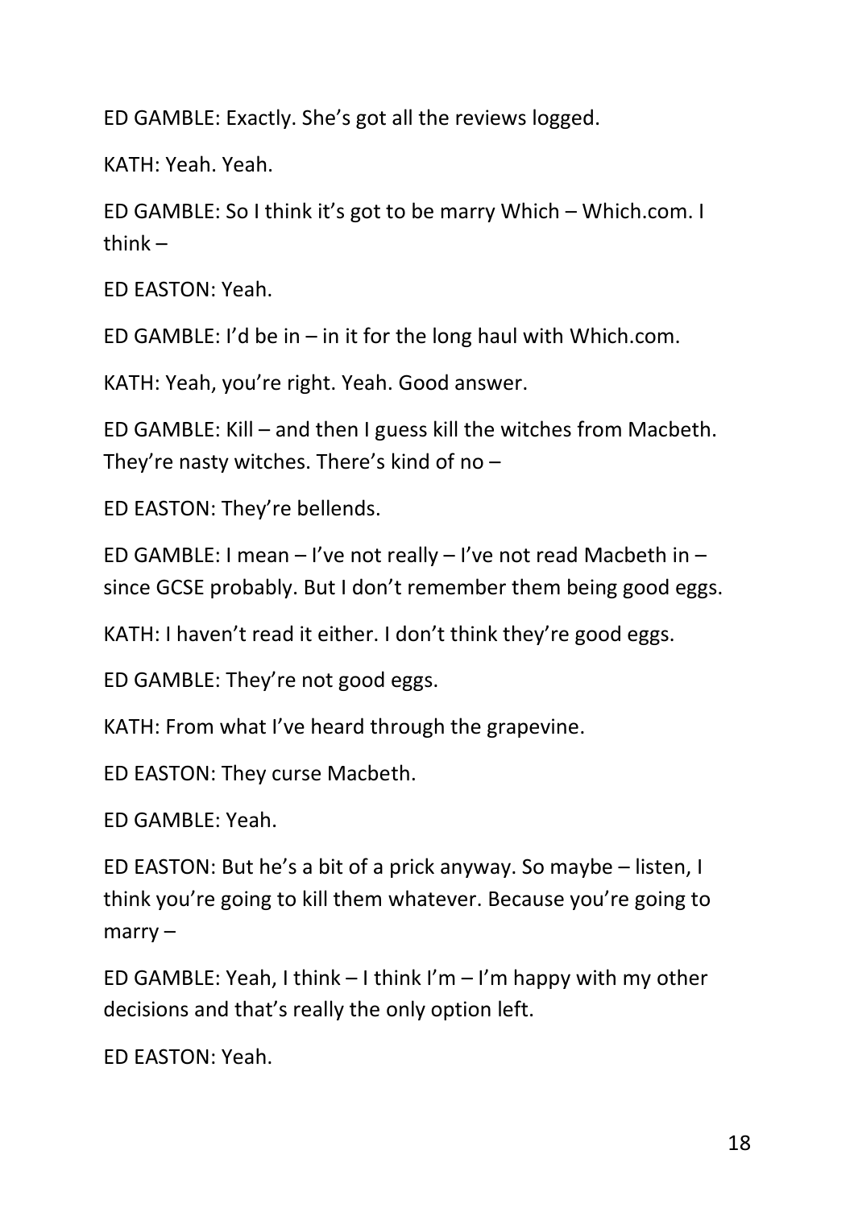ED GAMBLE: Exactly. She's got all the reviews logged.

KATH: Yeah. Yeah.

ED GAMBLE: So I think it's got to be marry Which – Which.com. I think –

ED EASTON: Yeah.

ED GAMBLE: I'd be in – in it for the long haul with Which.com.

KATH: Yeah, you're right. Yeah. Good answer.

ED GAMBLE: Kill – and then I guess kill the witches from Macbeth. They're nasty witches. There's kind of no –

ED EASTON: They're bellends.

ED GAMBLE: I mean – I've not really – I've not read Macbeth in – since GCSE probably. But I don't remember them being good eggs.

KATH: I haven't read it either. I don't think they're good eggs.

ED GAMBLE: They're not good eggs.

KATH: From what I've heard through the grapevine.

ED EASTON: They curse Macbeth.

ED GAMBLE: Yeah.

ED EASTON: But he's a bit of a prick anyway. So maybe – listen, I think you're going to kill them whatever. Because you're going to marry –

ED GAMBLE: Yeah, I think – I think I'm – I'm happy with my other decisions and that's really the only option left.

ED EASTON: Yeah.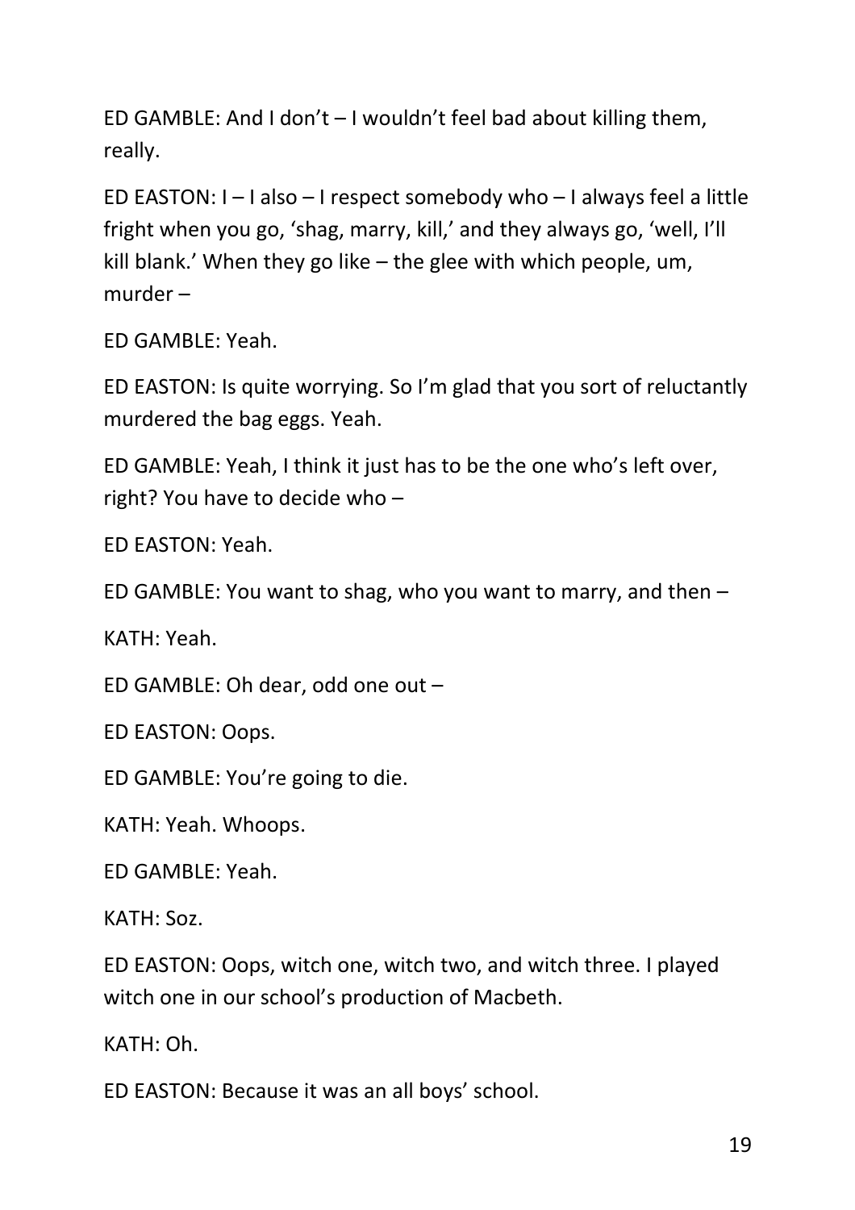ED GAMBLE: And I don't – I wouldn't feel bad about killing them, really.

ED EASTON: I – I also – I respect somebody who – I always feel a little fright when you go, 'shag, marry, kill,' and they always go, 'well, I'll kill blank.' When they go like – the glee with which people, um, murder –

ED GAMBLE: Yeah.

ED EASTON: Is quite worrying. So I'm glad that you sort of reluctantly murdered the bag eggs. Yeah.

ED GAMBLE: Yeah, I think it just has to be the one who's left over, right? You have to decide who –

ED EASTON: Yeah.

ED GAMBLE: You want to shag, who you want to marry, and then –

KATH: Yeah.

ED GAMBLE: Oh dear, odd one out –

ED EASTON: Oops.

ED GAMBLE: You're going to die.

KATH: Yeah. Whoops.

ED GAMBLE: Yeah.

KATH: Soz.

ED EASTON: Oops, witch one, witch two, and witch three. I played witch one in our school's production of Macbeth.

KATH: Oh.

ED EASTON: Because it was an all boys' school.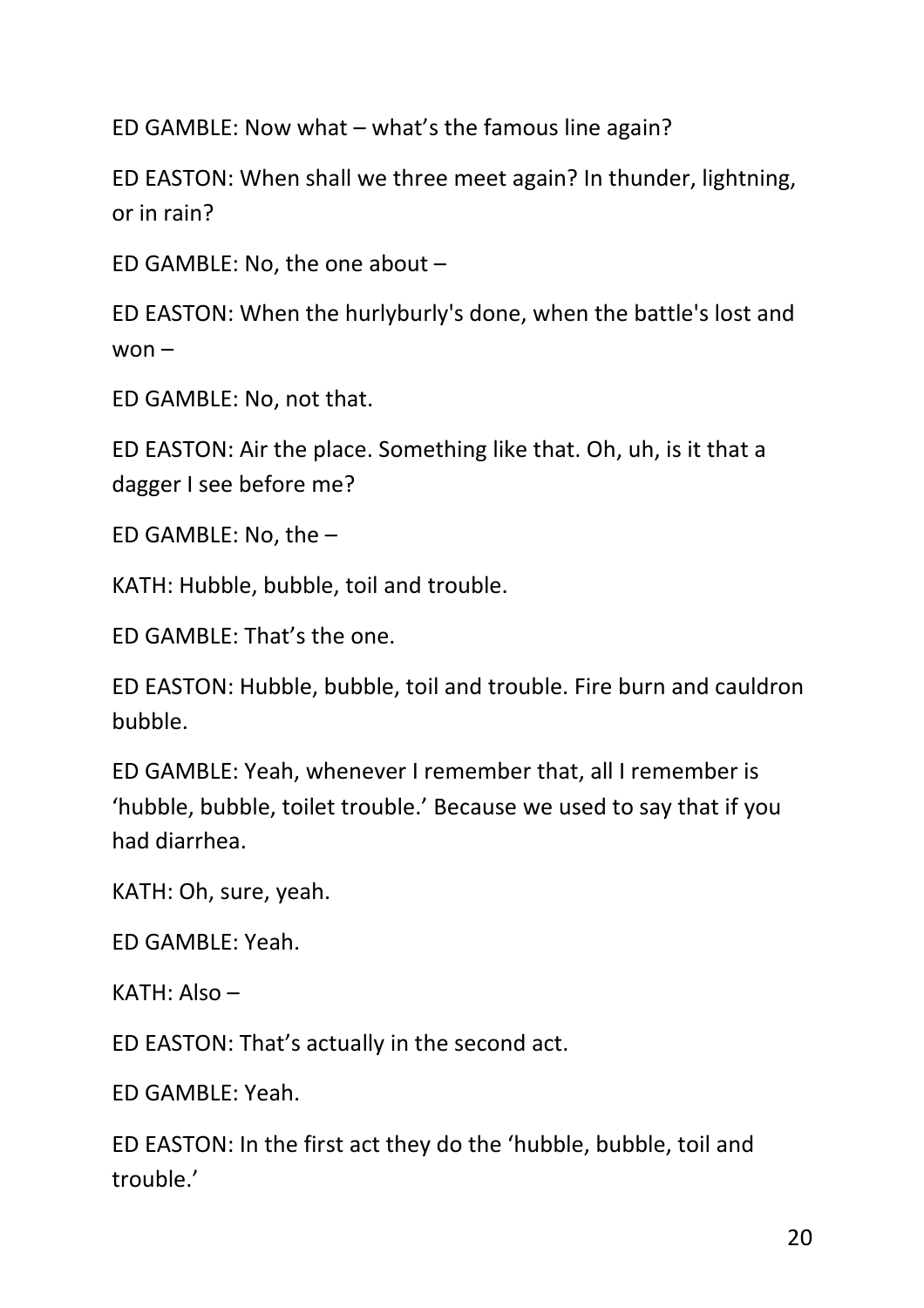ED GAMBLE: Now what – what's the famous line again?

ED EASTON: When shall we three meet again? In thunder, lightning, or in rain?

ED GAMBLE: No, the one about –

ED EASTON: When the hurlyburly's done, when the battle's lost and won –

ED GAMBLE: No, not that.

ED EASTON: Air the place. Something like that. Oh, uh, is it that a dagger I see before me?

ED GAMBLE: No, the –

KATH: Hubble, bubble, toil and trouble.

ED GAMBLE: That's the one.

ED EASTON: Hubble, bubble, toil and trouble. Fire burn and cauldron bubble.

ED GAMBLE: Yeah, whenever I remember that, all I remember is 'hubble, bubble, toilet trouble.' Because we used to say that if you had diarrhea.

KATH: Oh, sure, yeah.

ED GAMBLE: Yeah.

KATH: Also –

ED EASTON: That's actually in the second act.

ED GAMBLE: Yeah.

ED EASTON: In the first act they do the 'hubble, bubble, toil and trouble.'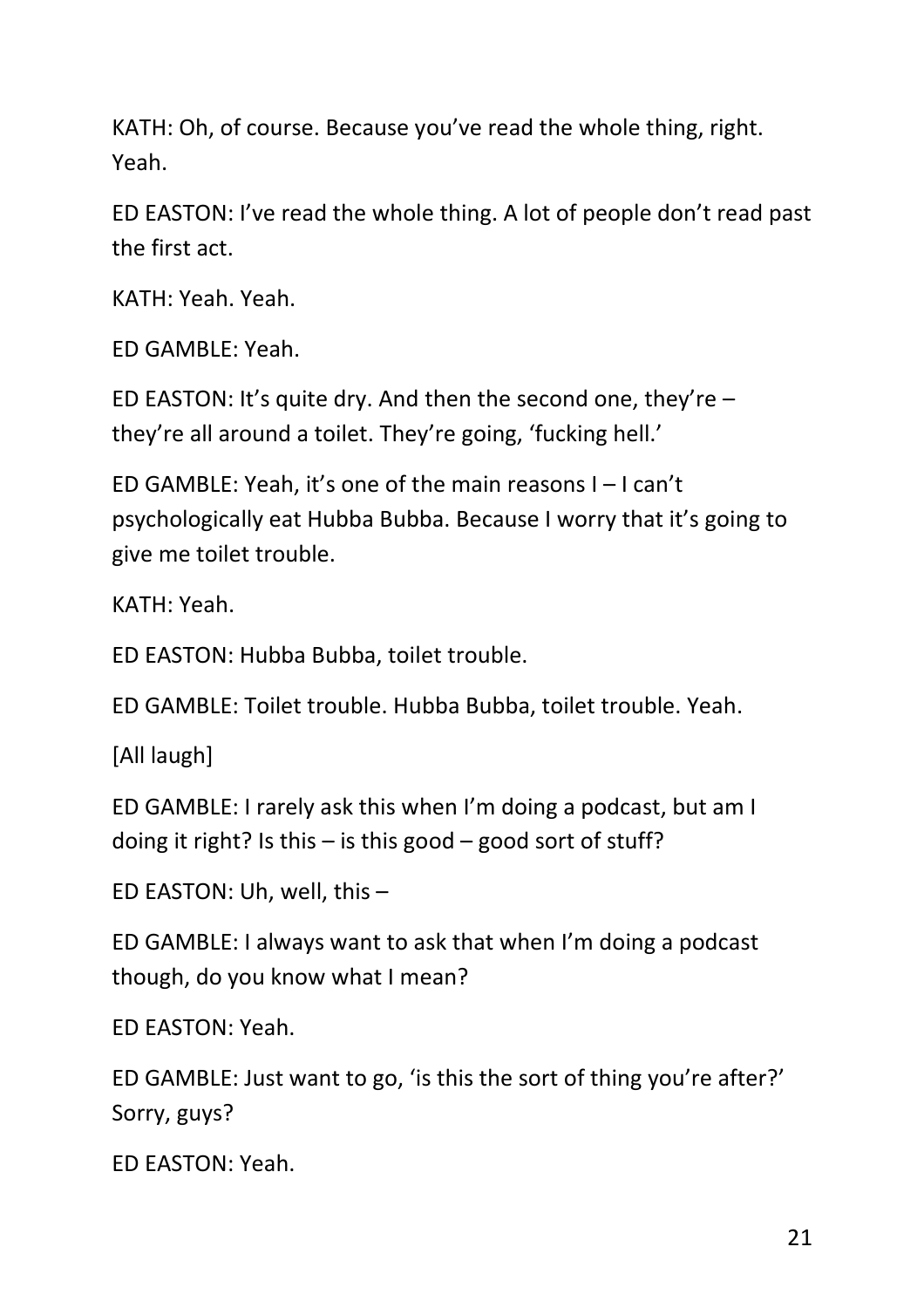KATH: Oh, of course. Because you've read the whole thing, right. Yeah.

ED EASTON: I've read the whole thing. A lot of people don't read past the first act.

KATH: Yeah. Yeah.

ED GAMBLE: Yeah.

ED EASTON: It's quite dry. And then the second one, they're – they're all around a toilet. They're going, 'fucking hell.'

ED GAMBLE: Yeah, it's one of the main reasons I – I can't psychologically eat Hubba Bubba. Because I worry that it's going to give me toilet trouble.

KATH: Yeah.

ED EASTON: Hubba Bubba, toilet trouble.

ED GAMBLE: Toilet trouble. Hubba Bubba, toilet trouble. Yeah.

[All laugh]

ED GAMBLE: I rarely ask this when I'm doing a podcast, but am I doing it right? Is this – is this good – good sort of stuff?

ED EASTON: Uh, well, this –

ED GAMBLE: I always want to ask that when I'm doing a podcast though, do you know what I mean?

ED EASTON: Yeah.

ED GAMBLE: Just want to go, 'is this the sort of thing you're after?' Sorry, guys?

ED EASTON: Yeah.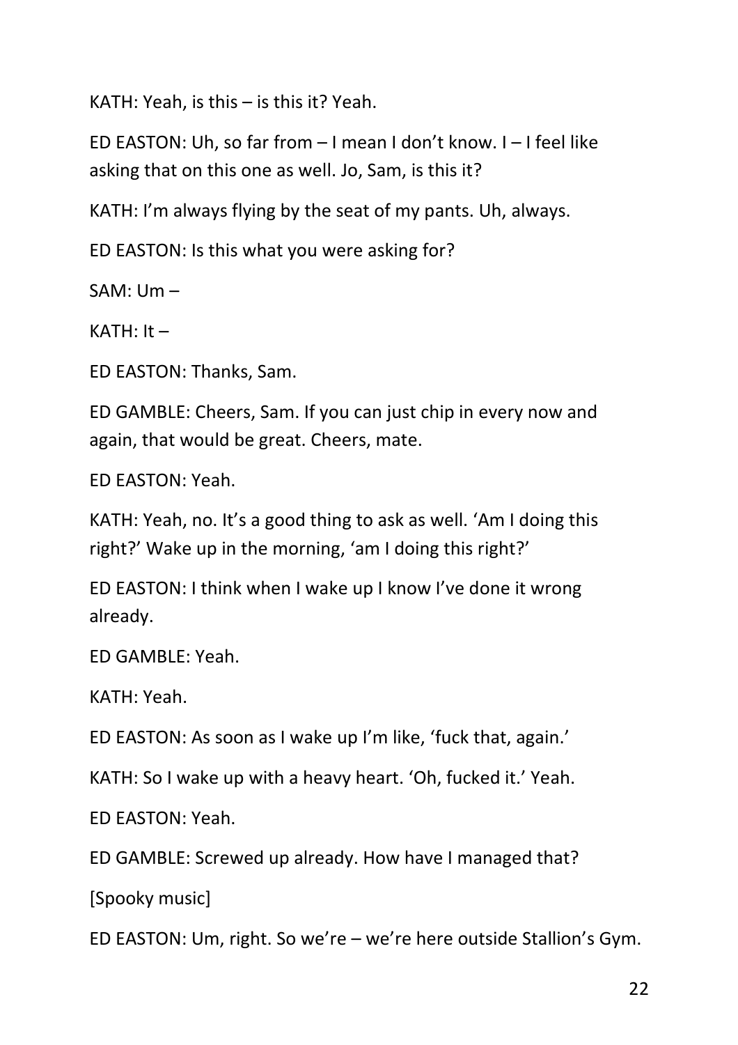KATH: Yeah, is this – is this it? Yeah.

ED EASTON: Uh, so far from – I mean I don't know. I – I feel like asking that on this one as well. Jo, Sam, is this it?

KATH: I'm always flying by the seat of my pants. Uh, always.

ED EASTON: Is this what you were asking for?

SAM: Um –

KATH: It –

ED EASTON: Thanks, Sam.

ED GAMBLE: Cheers, Sam. If you can just chip in every now and again, that would be great. Cheers, mate.

ED EASTON: Yeah.

KATH: Yeah, no. It's a good thing to ask as well. 'Am I doing this right?' Wake up in the morning, 'am I doing this right?'

ED EASTON: I think when I wake up I know I've done it wrong already.

ED GAMBLE: Yeah.

KATH: Yeah.

ED EASTON: As soon as I wake up I'm like, 'fuck that, again.'

KATH: So I wake up with a heavy heart. 'Oh, fucked it.' Yeah.

ED EASTON: Yeah.

ED GAMBLE: Screwed up already. How have I managed that?

[Spooky music]

ED EASTON: Um, right. So we're – we're here outside Stallion's Gym.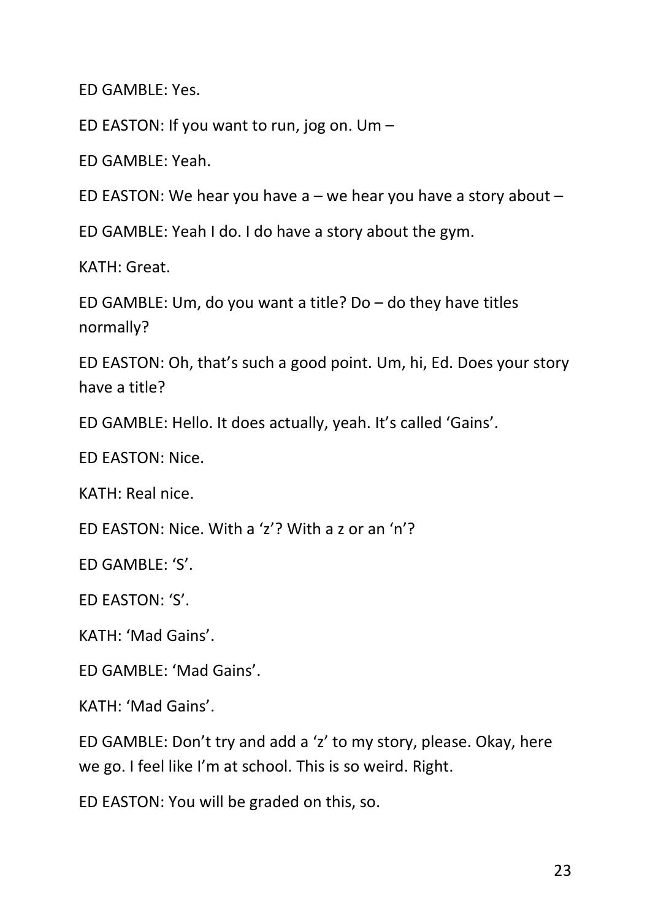ED GAMBLE: Yes.

ED EASTON: If you want to run, jog on. Um –

ED GAMBLE: Yeah.

ED EASTON: We hear you have a – we hear you have a story about –

ED GAMBLE: Yeah I do. I do have a story about the gym.

KATH: Great.

ED GAMBLE: Um, do you want a title? Do – do they have titles normally?

ED EASTON: Oh, that's such a good point. Um, hi, Ed. Does your story have a title?

ED GAMBLE: Hello. It does actually, yeah. It's called 'Gains'.

ED EASTON: Nice.

KATH: Real nice.

ED EASTON: Nice. With a 'z'? With a z or an 'n'?

ED GAMBLE: 'S'.

ED EASTON: 'S'.

KATH: 'Mad Gains'.

ED GAMBLE: 'Mad Gains'.

KATH: 'Mad Gains'.

ED GAMBLE: Don't try and add a 'z' to my story, please. Okay, here we go. I feel like I'm at school. This is so weird. Right.

ED EASTON: You will be graded on this, so.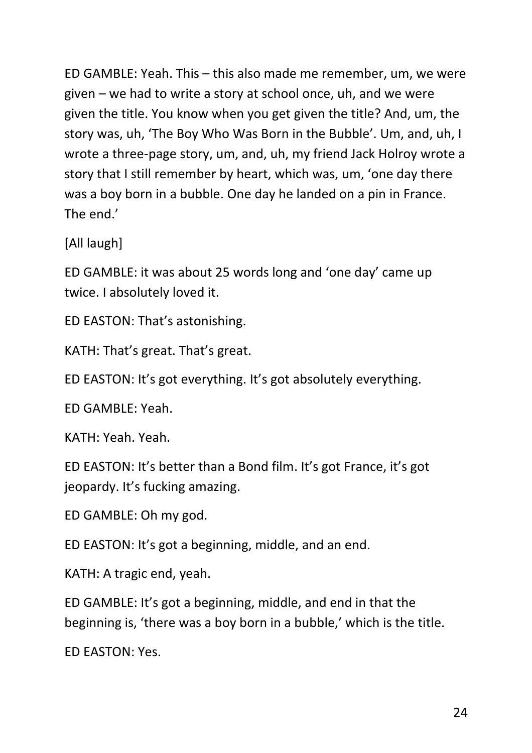ED GAMBLE: Yeah. This – this also made me remember, um, we were given – we had to write a story at school once, uh, and we were given the title. You know when you get given the title? And, um, the story was, uh, 'The Boy Who Was Born in the Bubble'. Um, and, uh, I wrote a three-page story, um, and, uh, my friend Jack Holroy wrote a story that I still remember by heart, which was, um, 'one day there was a boy born in a bubble. One day he landed on a pin in France. The end.'

[All laugh]

ED GAMBLE: it was about 25 words long and 'one day' came up twice. I absolutely loved it.

ED EASTON: That's astonishing.

KATH: That's great. That's great.

ED EASTON: It's got everything. It's got absolutely everything.

ED GAMBLE: Yeah.

KATH: Yeah. Yeah.

ED EASTON: It's better than a Bond film. It's got France, it's got jeopardy. It's fucking amazing.

ED GAMBLE: Oh my god.

ED EASTON: It's got a beginning, middle, and an end.

KATH: A tragic end, yeah.

ED GAMBLE: It's got a beginning, middle, and end in that the beginning is, 'there was a boy born in a bubble,' which is the title.

ED EASTON: Yes.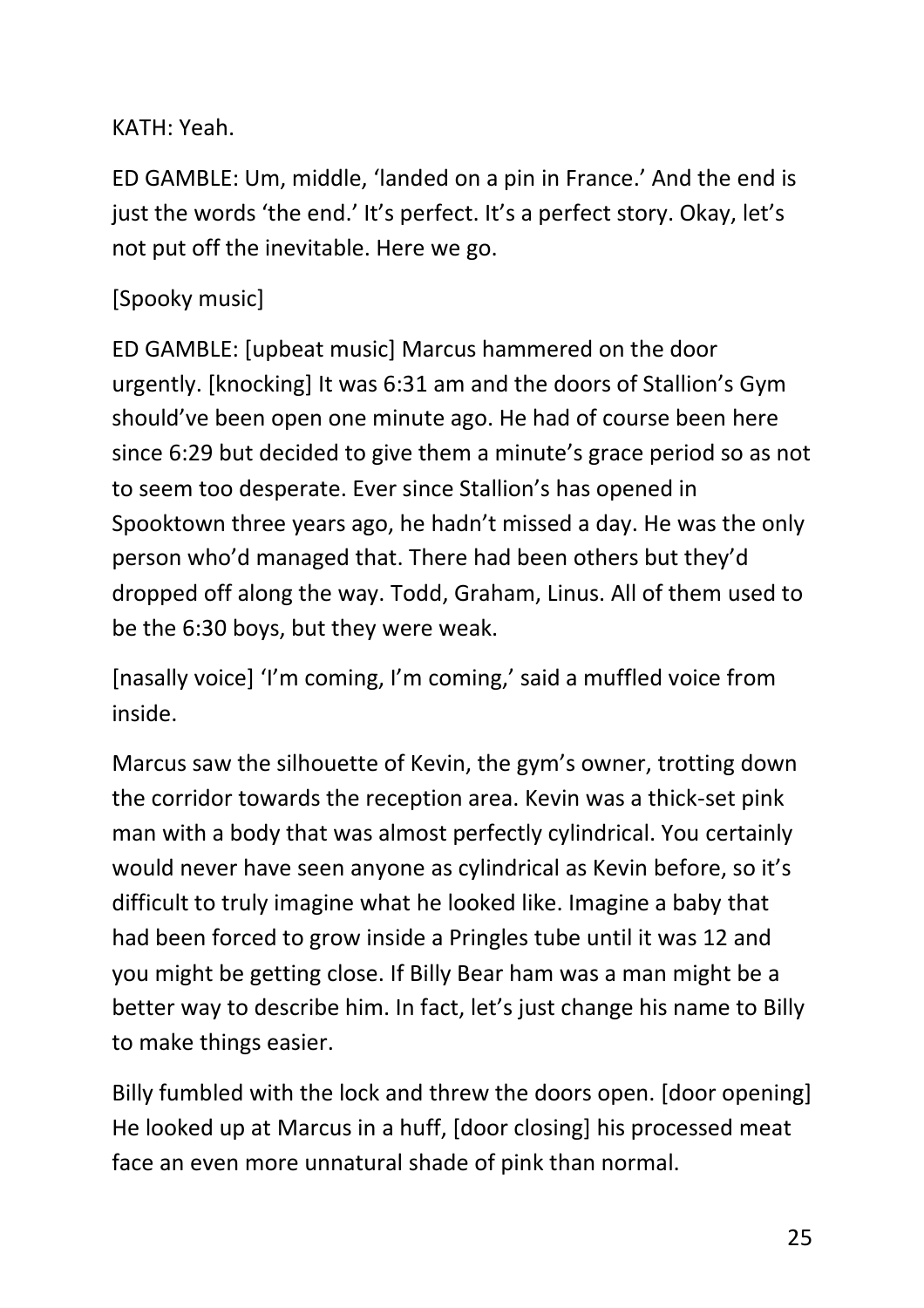KATH: Yeah.

ED GAMBLE: Um, middle, 'landed on a pin in France.' And the end is just the words 'the end.' It's perfect. It's a perfect story. Okay, let's not put off the inevitable. Here we go.

[Spooky music]

ED GAMBLE: [upbeat music] Marcus hammered on the door urgently. [knocking] It was 6:31 am and the doors of Stallion's Gym should've been open one minute ago. He had of course been here since 6:29 but decided to give them a minute's grace period so as not to seem too desperate. Ever since Stallion's has opened in Spooktown three years ago, he hadn't missed a day. He was the only person who'd managed that. There had been others but they'd dropped off along the way. Todd, Graham, Linus. All of them used to be the 6:30 boys, but they were weak.

[nasally voice] 'I'm coming, I'm coming,' said a muffled voice from inside.

Marcus saw the silhouette of Kevin, the gym's owner, trotting down the corridor towards the reception area. Kevin was a thick-set pink man with a body that was almost perfectly cylindrical. You certainly would never have seen anyone as cylindrical as Kevin before, so it's difficult to truly imagine what he looked like. Imagine a baby that had been forced to grow inside a Pringles tube until it was 12 and you might be getting close. If Billy Bear ham was a man might be a better way to describe him. In fact, let's just change his name to Billy to make things easier.

Billy fumbled with the lock and threw the doors open. [door opening] He looked up at Marcus in a huff, [door closing] his processed meat face an even more unnatural shade of pink than normal.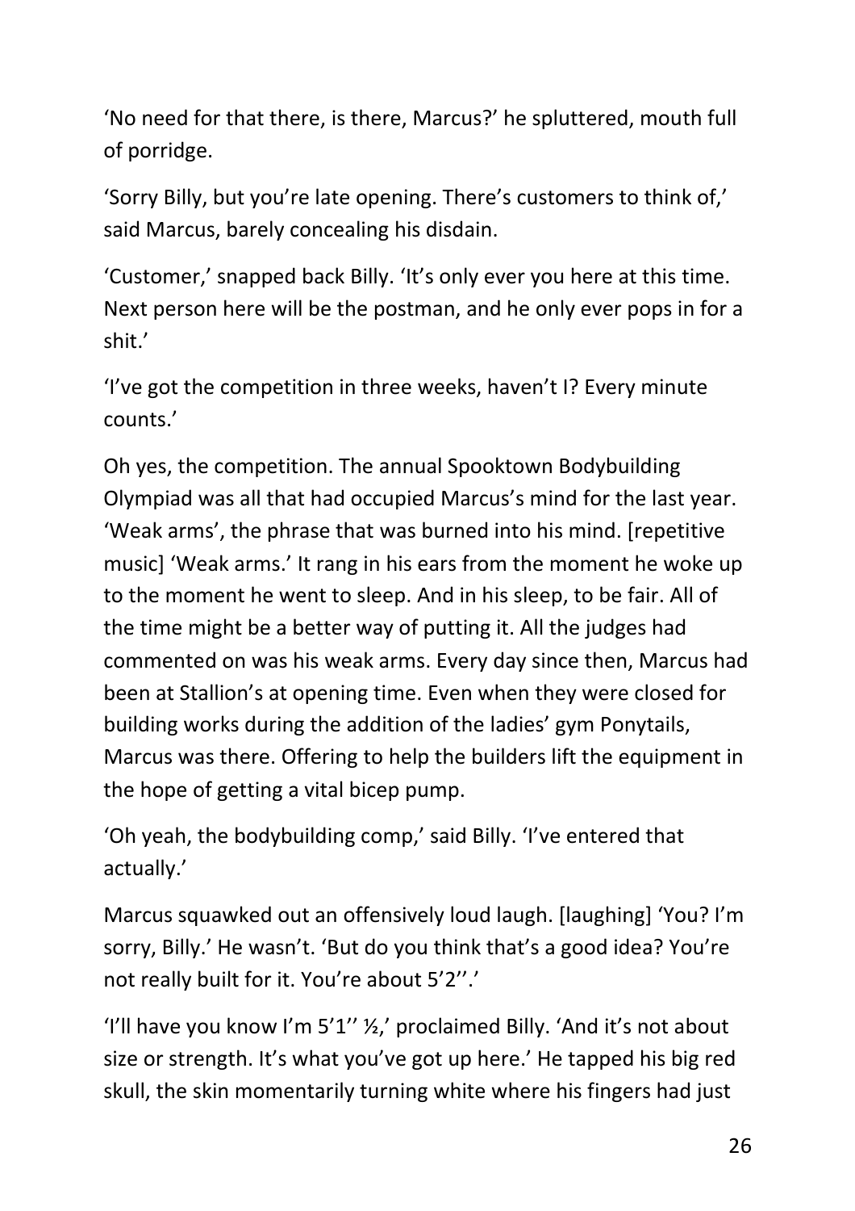'No need for that there, is there, Marcus?' he spluttered, mouth full of porridge.

'Sorry Billy, but you're late opening. There's customers to think of,' said Marcus, barely concealing his disdain.

'Customer,' snapped back Billy. 'It's only ever you here at this time. Next person here will be the postman, and he only ever pops in for a shit.'

'I've got the competition in three weeks, haven't I? Every minute counts.'

Oh yes, the competition. The annual Spooktown Bodybuilding Olympiad was all that had occupied Marcus's mind for the last year. 'Weak arms', the phrase that was burned into his mind. [repetitive music] 'Weak arms.' It rang in his ears from the moment he woke up to the moment he went to sleep. And in his sleep, to be fair. All of the time might be a better way of putting it. All the judges had commented on was his weak arms. Every day since then, Marcus had been at Stallion's at opening time. Even when they were closed for building works during the addition of the ladies' gym Ponytails, Marcus was there. Offering to help the builders lift the equipment in the hope of getting a vital bicep pump.

'Oh yeah, the bodybuilding comp,' said Billy. 'I've entered that actually.'

Marcus squawked out an offensively loud laugh. [laughing] 'You? I'm sorry, Billy.' He wasn't. 'But do you think that's a good idea? You're not really built for it. You're about 5'2''.'

'I'll have you know I'm 5'1'' ½,' proclaimed Billy. 'And it's not about size or strength. It's what you've got up here.' He tapped his big red skull, the skin momentarily turning white where his fingers had just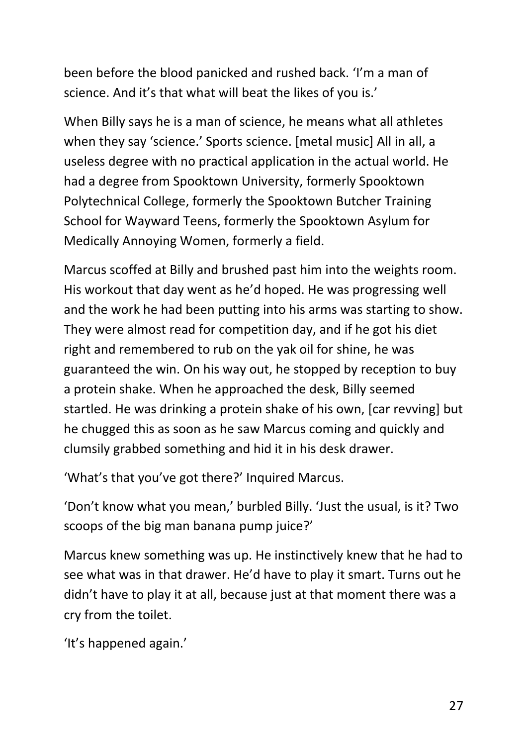been before the blood panicked and rushed back. 'I'm a man of science. And it's that what will beat the likes of you is.'

When Billy says he is a man of science, he means what all athletes when they say 'science.' Sports science. [metal music] All in all, a useless degree with no practical application in the actual world. He had a degree from Spooktown University, formerly Spooktown Polytechnical College, formerly the Spooktown Butcher Training School for Wayward Teens, formerly the Spooktown Asylum for Medically Annoying Women, formerly a field.

Marcus scoffed at Billy and brushed past him into the weights room. His workout that day went as he'd hoped. He was progressing well and the work he had been putting into his arms was starting to show. They were almost read for competition day, and if he got his diet right and remembered to rub on the yak oil for shine, he was guaranteed the win. On his way out, he stopped by reception to buy a protein shake. When he approached the desk, Billy seemed startled. He was drinking a protein shake of his own, [car revving] but he chugged this as soon as he saw Marcus coming and quickly and clumsily grabbed something and hid it in his desk drawer.

'What's that you've got there?' Inquired Marcus.

'Don't know what you mean,' burbled Billy. 'Just the usual, is it? Two scoops of the big man banana pump juice?'

Marcus knew something was up. He instinctively knew that he had to see what was in that drawer. He'd have to play it smart. Turns out he didn't have to play it at all, because just at that moment there was a cry from the toilet.

'It's happened again.'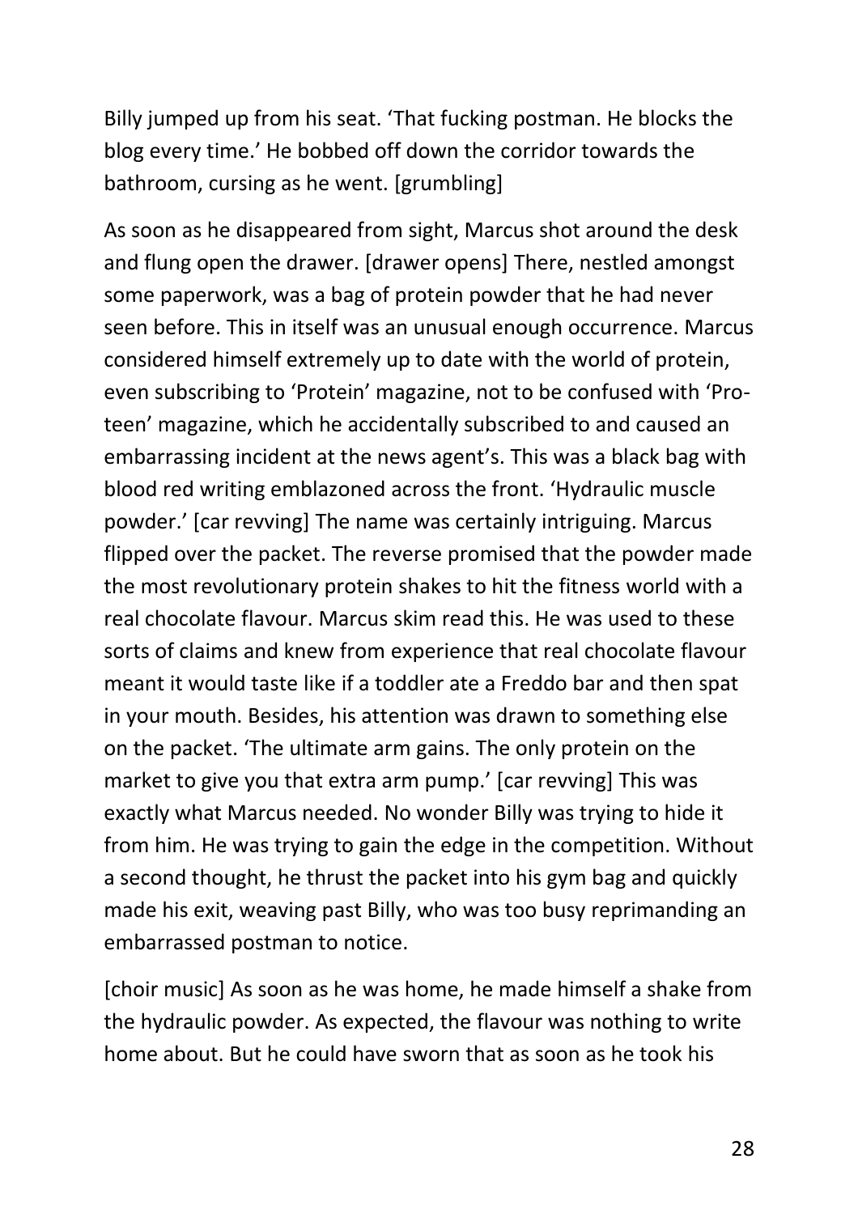Billy jumped up from his seat. 'That fucking postman. He blocks the blog every time.' He bobbed off down the corridor towards the bathroom, cursing as he went. [grumbling]

As soon as he disappeared from sight, Marcus shot around the desk and flung open the drawer. [drawer opens] There, nestled amongst some paperwork, was a bag of protein powder that he had never seen before. This in itself was an unusual enough occurrence. Marcus considered himself extremely up to date with the world of protein, even subscribing to 'Protein' magazine, not to be confused with 'Pro-teen' magazine, which he accidentally subscribed to and caused an embarrassing incident at the news agent's. This was a black bag with blood red writing emblazoned across the front. 'Hydraulic muscle powder.' [car revving] The name was certainly intriguing. Marcus flipped over the packet. The reverse promised that the powder made the most revolutionary protein shakes to hit the fitness world with a real chocolate flavour. Marcus skim read this. He was used to these sorts of claims and knew from experience that real chocolate flavour meant it would taste like if a toddler ate a Freddo bar and then spat in your mouth. Besides, his attention was drawn to something else on the packet. 'The ultimate arm gains. The only protein on the market to give you that extra arm pump.' [car revving] This was exactly what Marcus needed. No wonder Billy was trying to hide it from him. He was trying to gain the edge in the competition. Without a second thought, he thrust the packet into his gym bag and quickly made his exit, weaving past Billy, who was too busy reprimanding an embarrassed postman to notice.

[choir music] As soon as he was home, he made himself a shake from the hydraulic powder. As expected, the flavour was nothing to write home about. But he could have sworn that as soon as he took his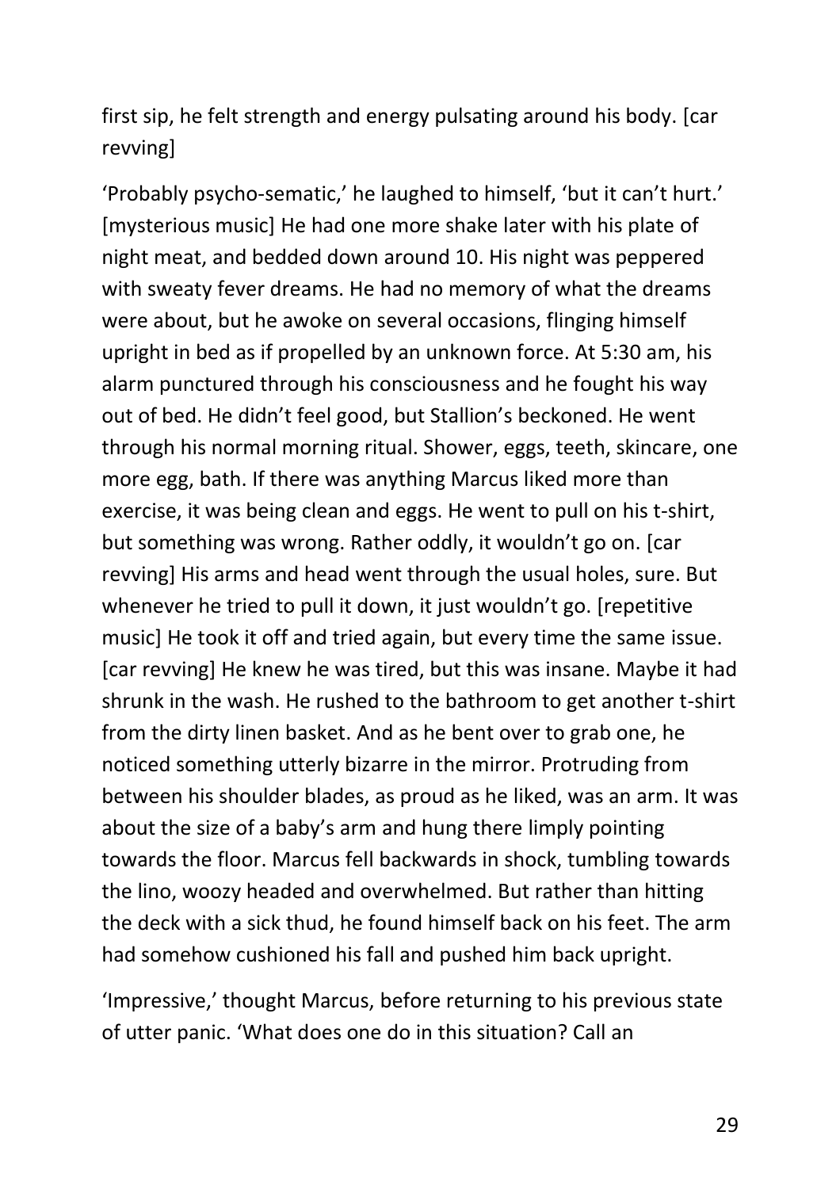first sip, he felt strength and energy pulsating around his body. [car revving]

'Probably psycho-sematic,' he laughed to himself, 'but it can't hurt.' [mysterious music] He had one more shake later with his plate of night meat, and bedded down around 10. His night was peppered with sweaty fever dreams. He had no memory of what the dreams were about, but he awoke on several occasions, flinging himself upright in bed as if propelled by an unknown force. At 5:30 am, his alarm punctured through his consciousness and he fought his way out of bed. He didn't feel good, but Stallion's beckoned. He went through his normal morning ritual. Shower, eggs, teeth, skincare, one more egg, bath. If there was anything Marcus liked more than exercise, it was being clean and eggs. He went to pull on his t-shirt, but something was wrong. Rather oddly, it wouldn't go on. [car revving] His arms and head went through the usual holes, sure. But whenever he tried to pull it down, it just wouldn't go. [repetitive music] He took it off and tried again, but every time the same issue. [car revving] He knew he was tired, but this was insane. Maybe it had shrunk in the wash. He rushed to the bathroom to get another t-shirt from the dirty linen basket. And as he bent over to grab one, he noticed something utterly bizarre in the mirror. Protruding from between his shoulder blades, as proud as he liked, was an arm. It was about the size of a baby's arm and hung there limply pointing towards the floor. Marcus fell backwards in shock, tumbling towards the lino, woozy headed and overwhelmed. But rather than hitting the deck with a sick thud, he found himself back on his feet. The arm had somehow cushioned his fall and pushed him back upright.

'Impressive,' thought Marcus, before returning to his previous state of utter panic. 'What does one do in this situation? Call an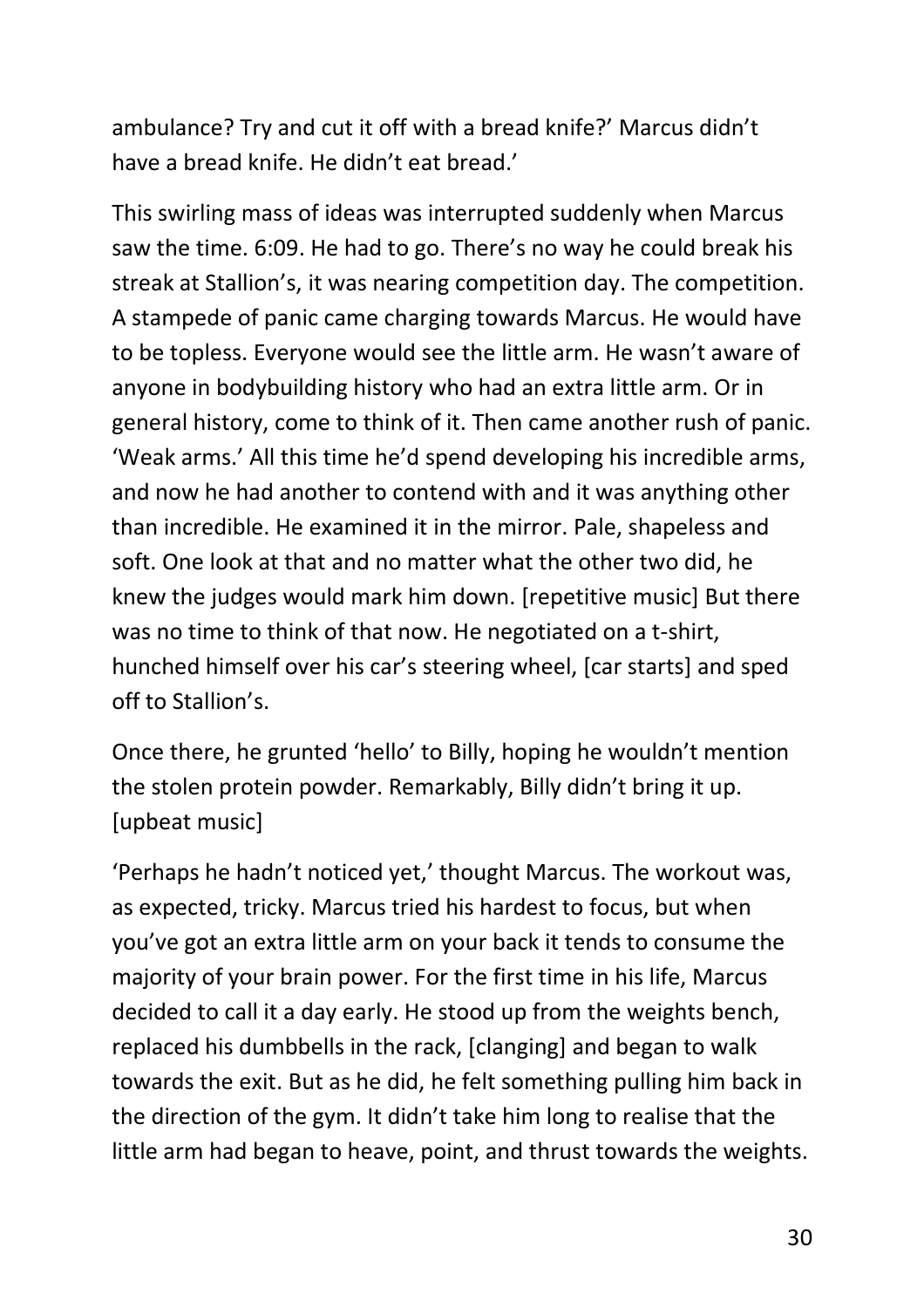ambulance? Try and cut it off with a bread knife?' Marcus didn't have a bread knife. He didn't eat bread.'

This swirling mass of ideas was interrupted suddenly when Marcus saw the time. 6:09. He had to go. There's no way he could break his streak at Stallion's, it was nearing competition day. The competition. A stampede of panic came charging towards Marcus. He would have to be topless. Everyone would see the little arm. He wasn't aware of anyone in bodybuilding history who had an extra little arm. Or in general history, come to think of it. Then came another rush of panic. 'Weak arms.' All this time he'd spend developing his incredible arms, and now he had another to contend with and it was anything other than incredible. He examined it in the mirror. Pale, shapeless and soft. One look at that and no matter what the other two did, he knew the judges would mark him down. [repetitive music] But there was no time to think of that now. He negotiated on a t-shirt, hunched himself over his car's steering wheel, [car starts] and sped off to Stallion's.

Once there, he grunted 'hello' to Billy, hoping he wouldn't mention the stolen protein powder. Remarkably, Billy didn't bring it up. [upbeat music]

'Perhaps he hadn't noticed yet,' thought Marcus. The workout was, as expected, tricky. Marcus tried his hardest to focus, but when you've got an extra little arm on your back it tends to consume the majority of your brain power. For the first time in his life, Marcus decided to call it a day early. He stood up from the weights bench, replaced his dumbbells in the rack, [clanging] and began to walk towards the exit. But as he did, he felt something pulling him back in the direction of the gym. It didn't take him long to realise that the little arm had began to heave, point, and thrust towards the weights.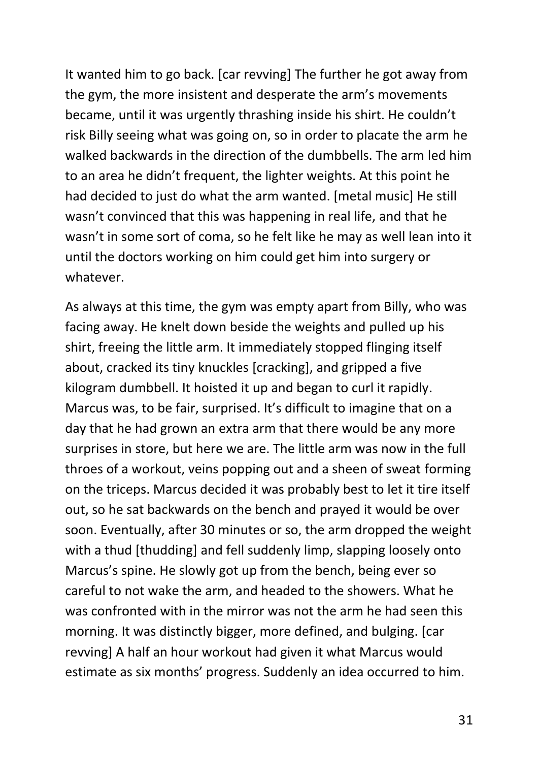It wanted him to go back. [car revving] The further he got away from the gym, the more insistent and desperate the arm's movements became, until it was urgently thrashing inside his shirt. He couldn't risk Billy seeing what was going on, so in order to placate the arm he walked backwards in the direction of the dumbbells. The arm led him to an area he didn't frequent, the lighter weights. At this point he had decided to just do what the arm wanted. [metal music] He still wasn't convinced that this was happening in real life, and that he wasn't in some sort of coma, so he felt like he may as well lean into it until the doctors working on him could get him into surgery or whatever.

As always at this time, the gym was empty apart from Billy, who was facing away. He knelt down beside the weights and pulled up his shirt, freeing the little arm. It immediately stopped flinging itself about, cracked its tiny knuckles [cracking], and gripped a five kilogram dumbbell. It hoisted it up and began to curl it rapidly. Marcus was, to be fair, surprised. It's difficult to imagine that on a day that he had grown an extra arm that there would be any more surprises in store, but here we are. The little arm was now in the full throes of a workout, veins popping out and a sheen of sweat forming on the triceps. Marcus decided it was probably best to let it tire itself out, so he sat backwards on the bench and prayed it would be over soon. Eventually, after 30 minutes or so, the arm dropped the weight with a thud [thudding] and fell suddenly limp, slapping loosely onto Marcus's spine. He slowly got up from the bench, being ever so careful to not wake the arm, and headed to the showers. What he was confronted with in the mirror was not the arm he had seen this morning. It was distinctly bigger, more defined, and bulging. [car revving] A half an hour workout had given it what Marcus would estimate as six months' progress. Suddenly an idea occurred to him.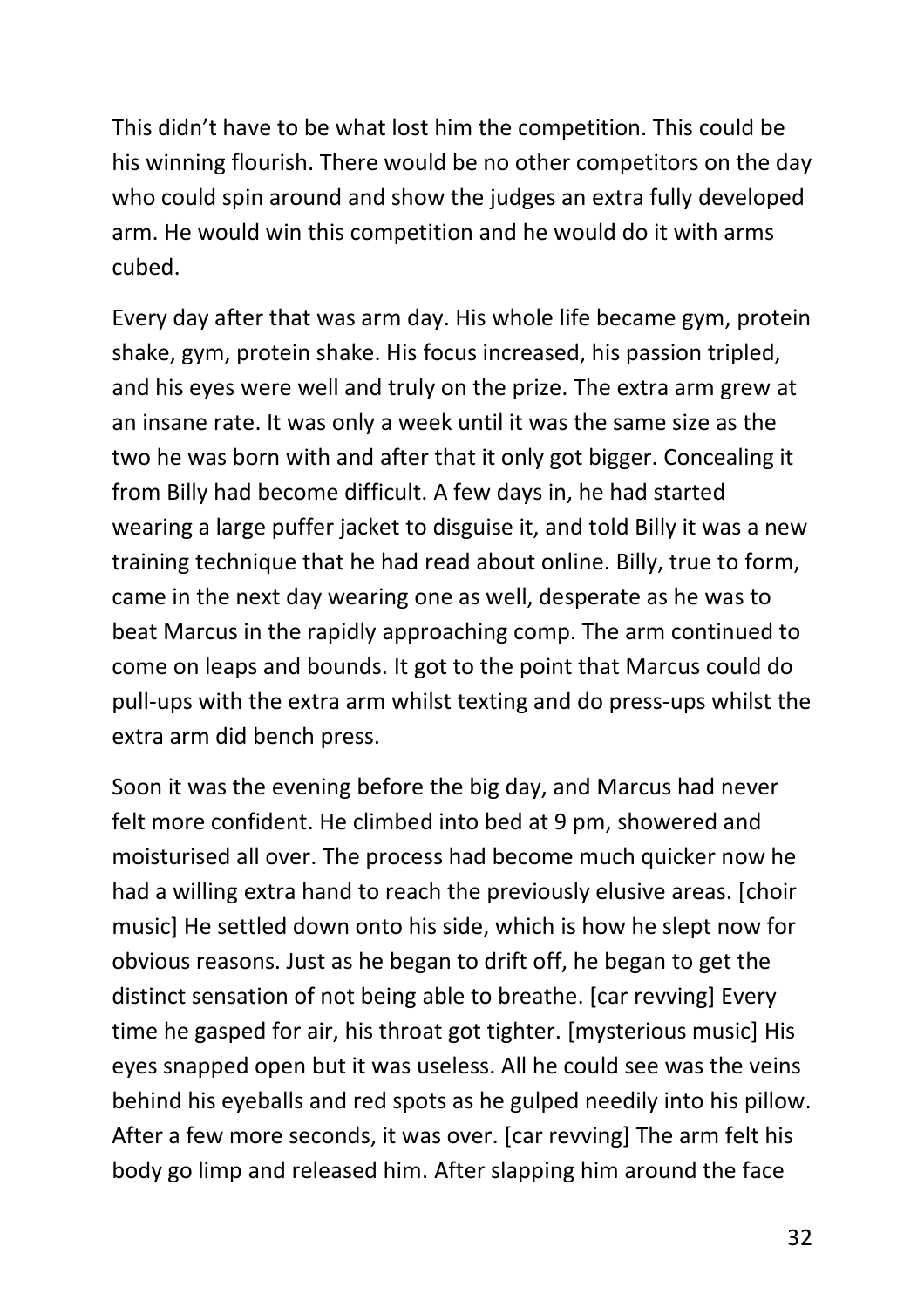This didn't have to be what lost him the competition. This could be his winning flourish. There would be no other competitors on the day who could spin around and show the judges an extra fully developed arm. He would win this competition and he would do it with arms cubed.

Every day after that was arm day. His whole life became gym, protein shake, gym, protein shake. His focus increased, his passion tripled, and his eyes were well and truly on the prize. The extra arm grew at an insane rate. It was only a week until it was the same size as the two he was born with and after that it only got bigger. Concealing it from Billy had become difficult. A few days in, he had started wearing a large puffer jacket to disguise it, and told Billy it was a new training technique that he had read about online. Billy, true to form, came in the next day wearing one as well, desperate as he was to beat Marcus in the rapidly approaching comp. The arm continued to come on leaps and bounds. It got to the point that Marcus could do pull-ups with the extra arm whilst texting and do press-ups whilst the extra arm did bench press.

Soon it was the evening before the big day, and Marcus had never felt more confident. He climbed into bed at 9 pm, showered and moisturised all over. The process had become much quicker now he had a willing extra hand to reach the previously elusive areas. [choir music] He settled down onto his side, which is how he slept now for obvious reasons. Just as he began to drift off, he began to get the distinct sensation of not being able to breathe. [car revving] Every time he gasped for air, his throat got tighter. [mysterious music] His eyes snapped open but it was useless. All he could see was the veins behind his eyeballs and red spots as he gulped needily into his pillow. After a few more seconds, it was over. [car revving] The arm felt his body go limp and released him. After slapping him around the face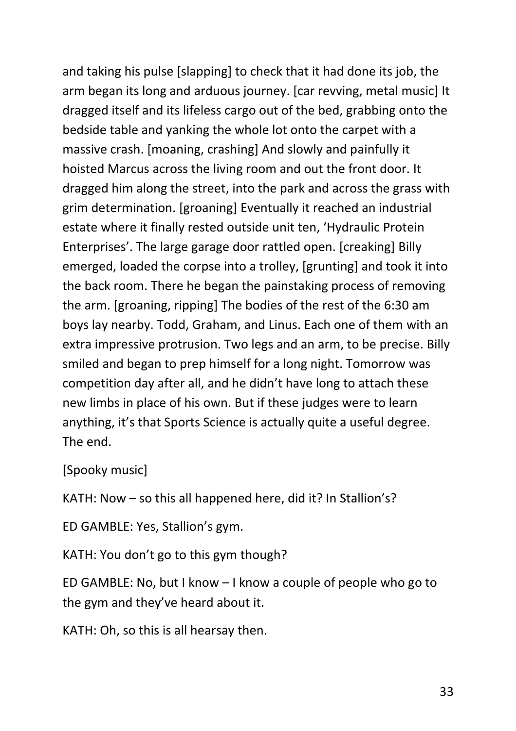and taking his pulse [slapping] to check that it had done its job, the arm began its long and arduous journey. [car revving, metal music] It dragged itself and its lifeless cargo out of the bed, grabbing onto the bedside table and yanking the whole lot onto the carpet with a massive crash. [moaning, crashing] And slowly and painfully it hoisted Marcus across the living room and out the front door. It dragged him along the street, into the park and across the grass with grim determination. [groaning] Eventually it reached an industrial estate where it finally rested outside unit ten, 'Hydraulic Protein Enterprises'. The large garage door rattled open. [creaking] Billy emerged, loaded the corpse into a trolley, [grunting] and took it into the back room. There he began the painstaking process of removing the arm. [groaning, ripping] The bodies of the rest of the 6:30 am boys lay nearby. Todd, Graham, and Linus. Each one of them with an extra impressive protrusion. Two legs and an arm, to be precise. Billy smiled and began to prep himself for a long night. Tomorrow was competition day after all, and he didn't have long to attach these new limbs in place of his own. But if these judges were to learn anything, it's that Sports Science is actually quite a useful degree. The end.

[Spooky music]

KATH: Now – so this all happened here, did it? In Stallion's?

ED GAMBLE: Yes, Stallion's gym.

KATH: You don't go to this gym though?

ED GAMBLE: No, but I know – I know a couple of people who go to the gym and they've heard about it.

KATH: Oh, so this is all hearsay then.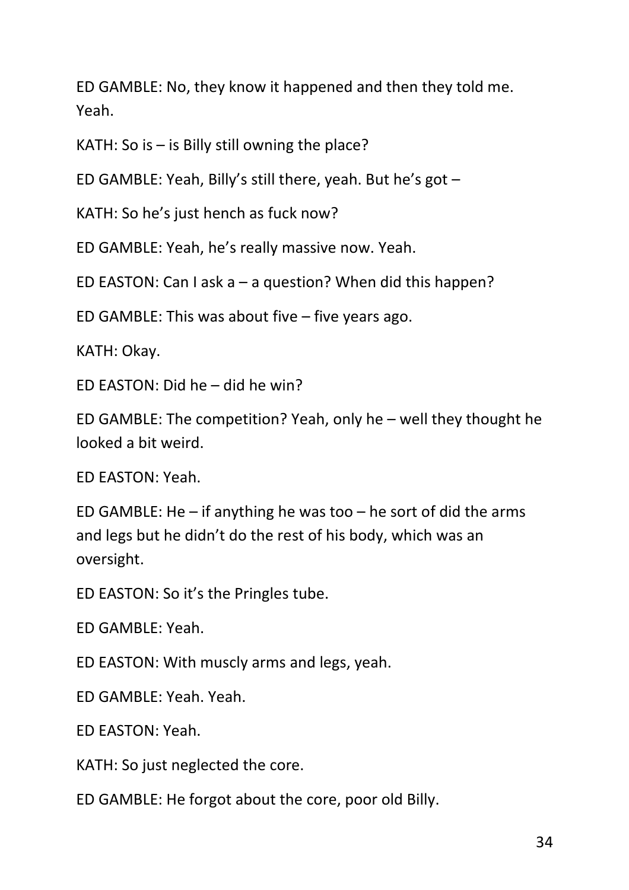ED GAMBLE: No, they know it happened and then they told me. Yeah.

KATH: So is – is Billy still owning the place?

ED GAMBLE: Yeah, Billy's still there, yeah. But he's got –

KATH: So he's just hench as fuck now?

ED GAMBLE: Yeah, he's really massive now. Yeah.

ED EASTON: Can I ask a – a question? When did this happen?

ED GAMBLE: This was about five – five years ago.

KATH: Okay.

ED EASTON: Did he – did he win?

ED GAMBLE: The competition? Yeah, only he – well they thought he looked a bit weird.

ED EASTON: Yeah.

ED GAMBLE: He – if anything he was too – he sort of did the arms and legs but he didn't do the rest of his body, which was an oversight.

ED EASTON: So it's the Pringles tube.

ED GAMBLE: Yeah.

ED EASTON: With muscly arms and legs, yeah.

ED GAMBLE: Yeah. Yeah.

ED EASTON: Yeah.

KATH: So just neglected the core.

ED GAMBLE: He forgot about the core, poor old Billy.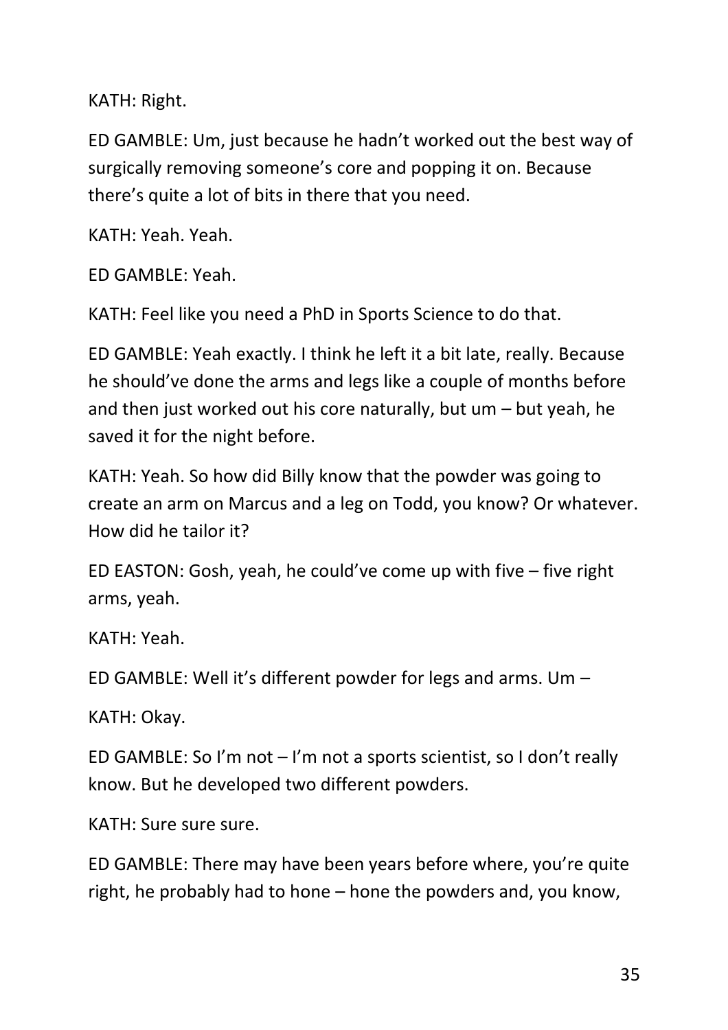KATH: Right.

ED GAMBLE: Um, just because he hadn't worked out the best way of surgically removing someone's core and popping it on. Because there's quite a lot of bits in there that you need.

KATH: Yeah. Yeah.

ED GAMBLE: Yeah.

KATH: Feel like you need a PhD in Sports Science to do that.

ED GAMBLE: Yeah exactly. I think he left it a bit late, really. Because he should've done the arms and legs like a couple of months before and then just worked out his core naturally, but um – but yeah, he saved it for the night before.

KATH: Yeah. So how did Billy know that the powder was going to create an arm on Marcus and a leg on Todd, you know? Or whatever. How did he tailor it?

ED EASTON: Gosh, yeah, he could've come up with five – five right arms, yeah.

KATH: Yeah.

ED GAMBLE: Well it's different powder for legs and arms. Um –

KATH: Okay.

ED GAMBLE: So I'm not – I'm not a sports scientist, so I don't really know. But he developed two different powders.

KATH: Sure sure sure.

ED GAMBLE: There may have been years before where, you're quite right, he probably had to hone – hone the powders and, you know,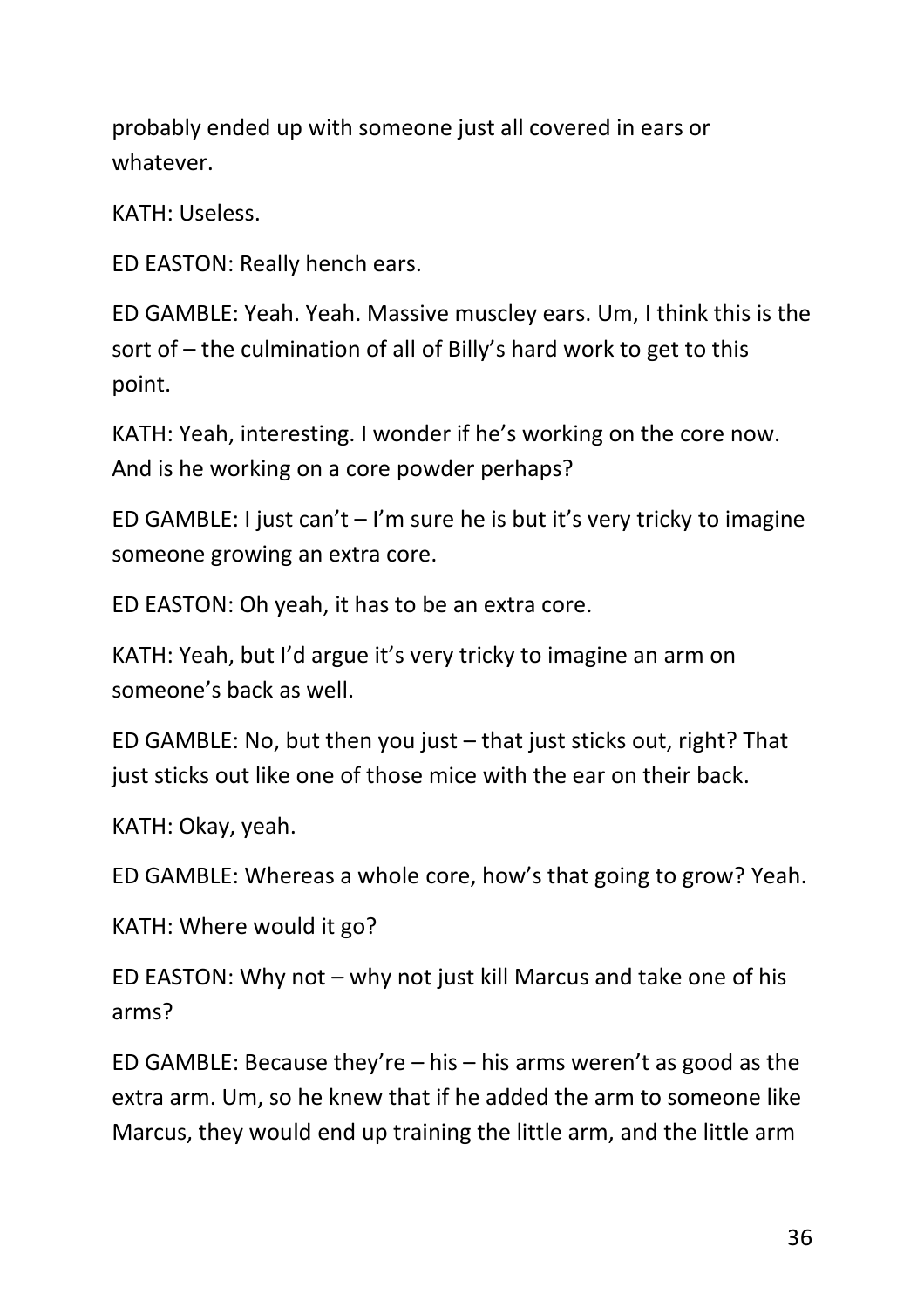probably ended up with someone just all covered in ears or whatever.

KATH: Useless.

ED EASTON: Really hench ears.

ED GAMBLE: Yeah. Yeah. Massive muscley ears. Um, I think this is the sort of – the culmination of all of Billy's hard work to get to this point.

KATH: Yeah, interesting. I wonder if he's working on the core now. And is he working on a core powder perhaps?

ED GAMBLE: I just can't – I'm sure he is but it's very tricky to imagine someone growing an extra core.

ED EASTON: Oh yeah, it has to be an extra core.

KATH: Yeah, but I'd argue it's very tricky to imagine an arm on someone's back as well.

ED GAMBLE: No, but then you just – that just sticks out, right? That just sticks out like one of those mice with the ear on their back.

KATH: Okay, yeah.

ED GAMBLE: Whereas a whole core, how's that going to grow? Yeah.

KATH: Where would it go?

ED EASTON: Why not – why not just kill Marcus and take one of his arms?

ED GAMBLE: Because they're – his – his arms weren't as good as the extra arm. Um, so he knew that if he added the arm to someone like Marcus, they would end up training the little arm, and the little arm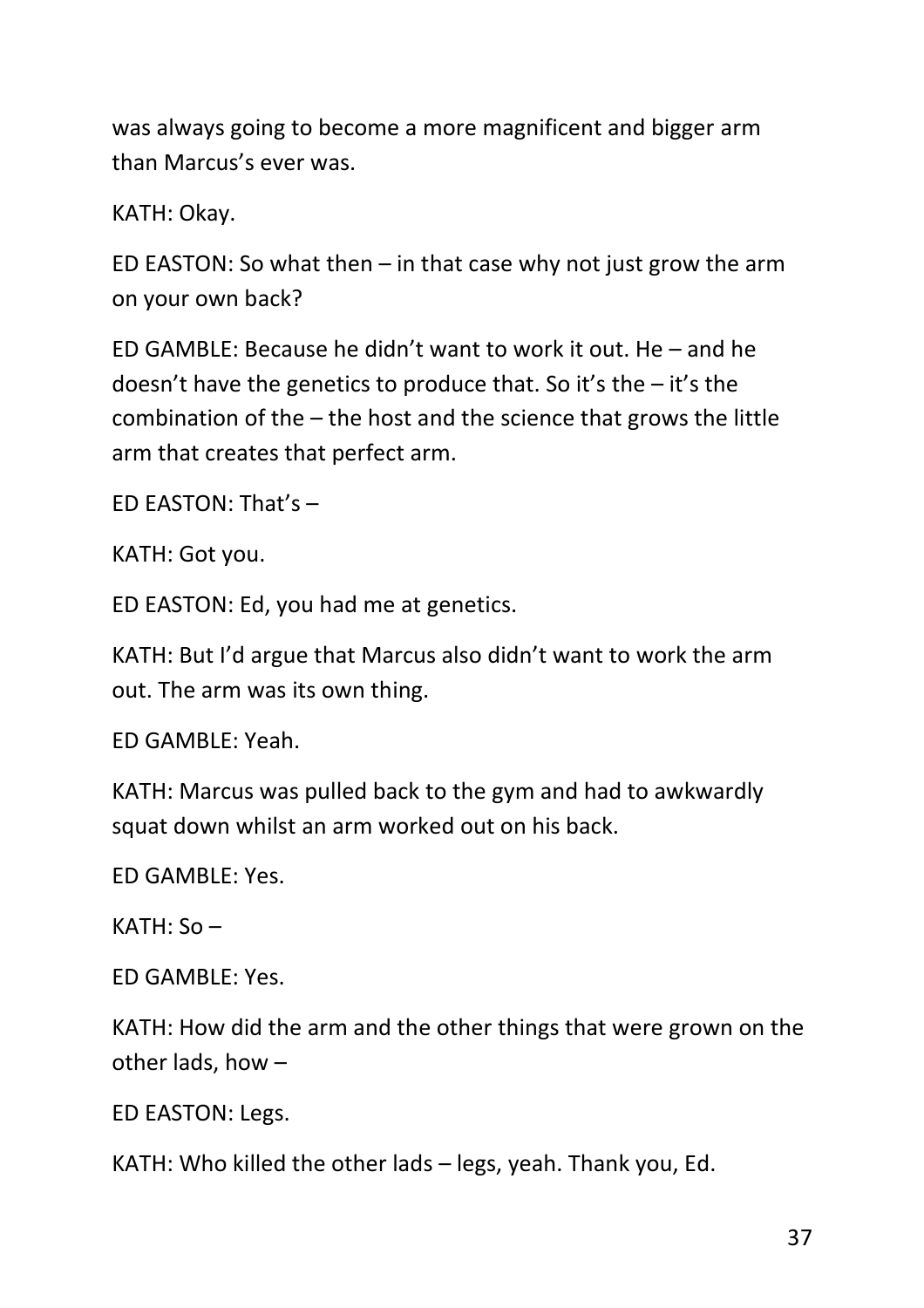was always going to become a more magnificent and bigger arm than Marcus's ever was.

KATH: Okay.

ED EASTON: So what then – in that case why not just grow the arm on your own back?

ED GAMBLE: Because he didn't want to work it out. He – and he doesn't have the genetics to produce that. So it's the – it's the combination of the – the host and the science that grows the little arm that creates that perfect arm.

ED EASTON: That's –

KATH: Got you.

ED EASTON: Ed, you had me at genetics.

KATH: But I'd argue that Marcus also didn't want to work the arm out. The arm was its own thing.

ED GAMBLE: Yeah.

KATH: Marcus was pulled back to the gym and had to awkwardly squat down whilst an arm worked out on his back.

ED GAMBLE: Yes.

KATH: So –

ED GAMBLE: Yes.

KATH: How did the arm and the other things that were grown on the other lads, how –

ED EASTON: Legs.

KATH: Who killed the other lads – legs, yeah. Thank you, Ed.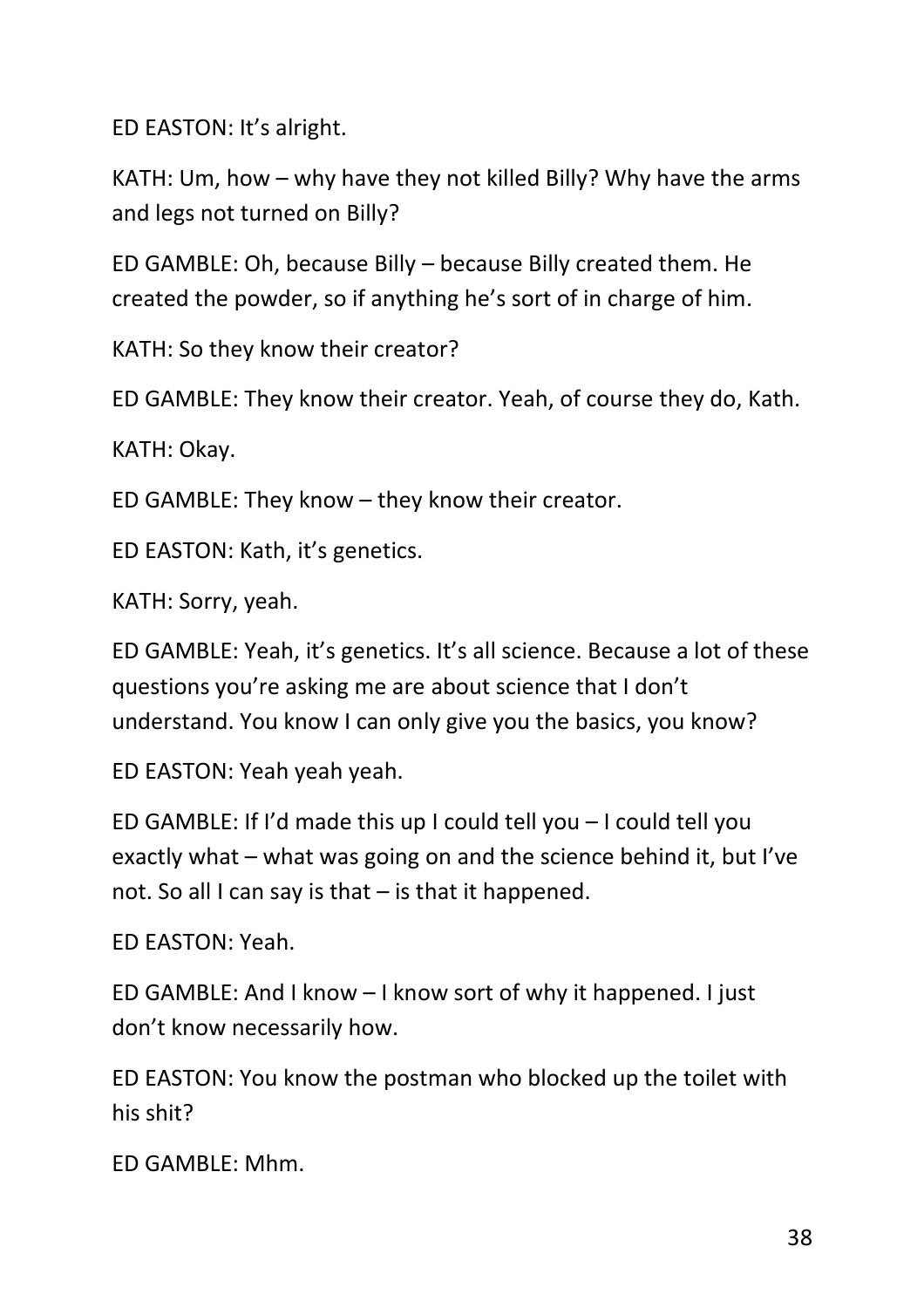ED EASTON: It's alright.

KATH: Um, how – why have they not killed Billy? Why have the arms and legs not turned on Billy?

ED GAMBLE: Oh, because Billy – because Billy created them. He created the powder, so if anything he's sort of in charge of him.

KATH: So they know their creator?

ED GAMBLE: They know their creator. Yeah, of course they do, Kath.

KATH: Okay.

ED GAMBLE: They know – they know their creator.

ED EASTON: Kath, it's genetics.

KATH: Sorry, yeah.

ED GAMBLE: Yeah, it's genetics. It's all science. Because a lot of these questions you're asking me are about science that I don't understand. You know I can only give you the basics, you know?

ED EASTON: Yeah yeah yeah.

ED GAMBLE: If I'd made this up I could tell you – I could tell you exactly what – what was going on and the science behind it, but I've not. So all I can say is that – is that it happened.

ED EASTON: Yeah.

ED GAMBLE: And I know – I know sort of why it happened. I just don't know necessarily how.

ED EASTON: You know the postman who blocked up the toilet with his shit?

ED GAMBLE: Mhm.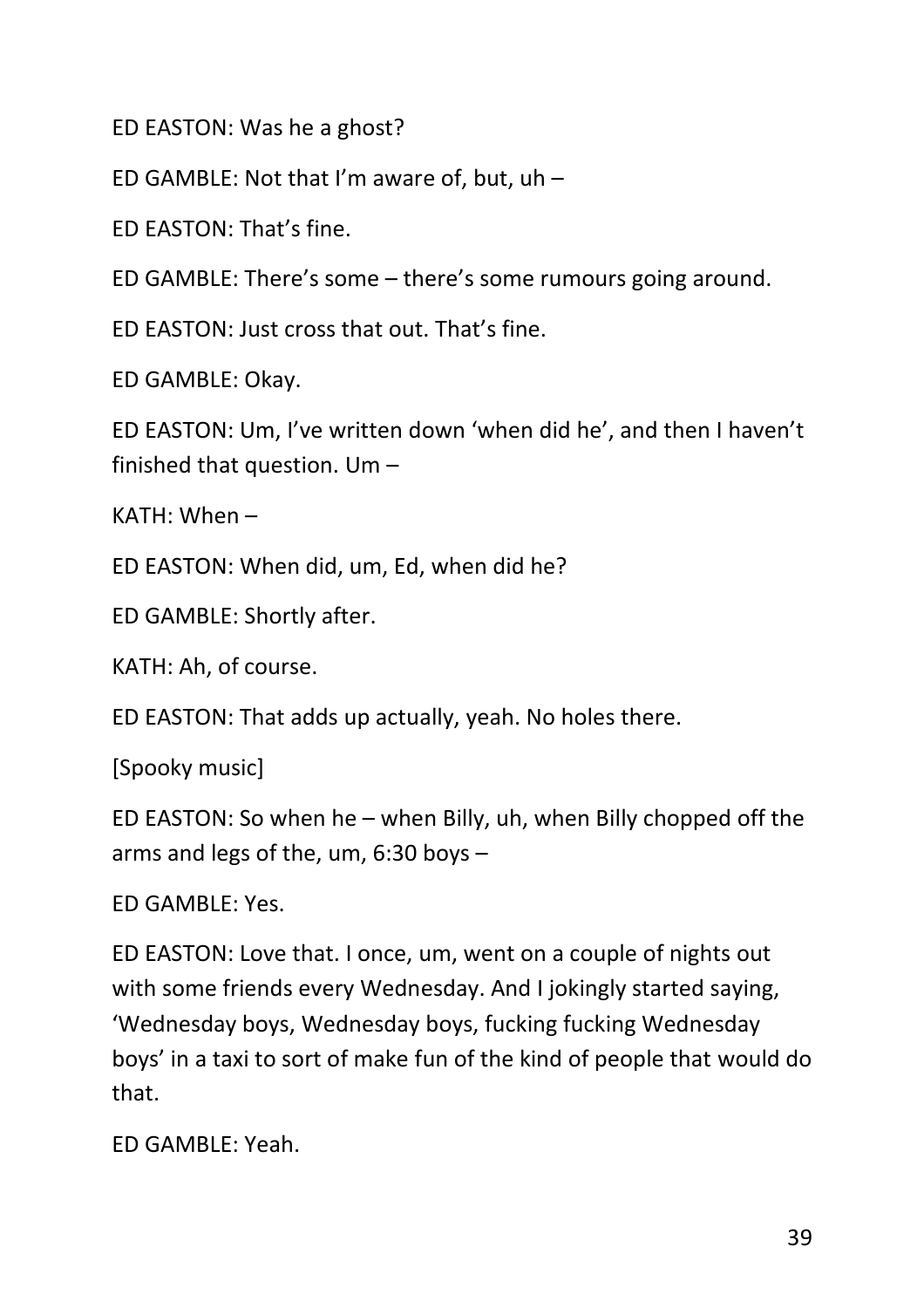ED EASTON: Was he a ghost?

ED GAMBLE: Not that I'm aware of, but, uh –

ED EASTON: That's fine.

ED GAMBLE: There's some – there's some rumours going around.

ED EASTON: Just cross that out. That's fine.

ED GAMBLE: Okay.

ED EASTON: Um, I've written down 'when did he', and then I haven't finished that question. Um –

KATH: When –

ED EASTON: When did, um, Ed, when did he?

ED GAMBLE: Shortly after.

KATH: Ah, of course.

ED EASTON: That adds up actually, yeah. No holes there.

[Spooky music]

ED EASTON: So when he – when Billy, uh, when Billy chopped off the arms and legs of the, um, 6:30 boys –

ED GAMBLE: Yes.

ED EASTON: Love that. I once, um, went on a couple of nights out with some friends every Wednesday. And I jokingly started saying, 'Wednesday boys, Wednesday boys, fucking fucking Wednesday boys' in a taxi to sort of make fun of the kind of people that would do that.

ED GAMBLE: Yeah.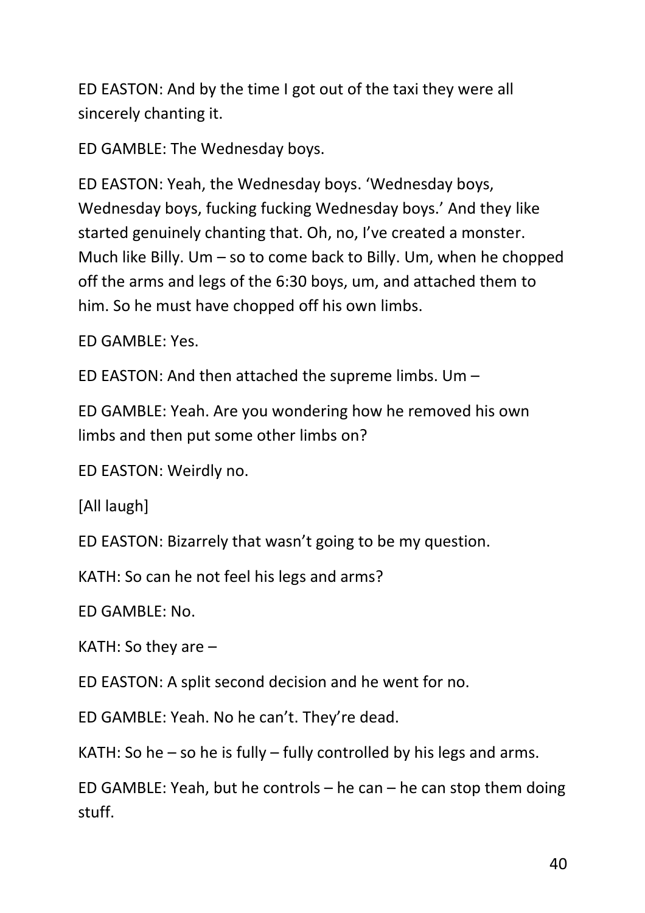ED EASTON: And by the time I got out of the taxi they were all sincerely chanting it.

ED GAMBLE: The Wednesday boys.

ED EASTON: Yeah, the Wednesday boys. 'Wednesday boys, Wednesday boys, fucking fucking Wednesday boys.' And they like started genuinely chanting that. Oh, no, I've created a monster. Much like Billy. Um – so to come back to Billy. Um, when he chopped off the arms and legs of the 6:30 boys, um, and attached them to him. So he must have chopped off his own limbs.

ED GAMBLE: Yes.

ED EASTON: And then attached the supreme limbs. Um –

ED GAMBLE: Yeah. Are you wondering how he removed his own limbs and then put some other limbs on?

ED EASTON: Weirdly no.

[All laugh]

ED EASTON: Bizarrely that wasn't going to be my question.

KATH: So can he not feel his legs and arms?

ED GAMBLE: No.

KATH: So they are –

ED EASTON: A split second decision and he went for no.

ED GAMBLE: Yeah. No he can't. They're dead.

KATH: So he – so he is fully – fully controlled by his legs and arms.

ED GAMBLE: Yeah, but he controls – he can – he can stop them doing stuff.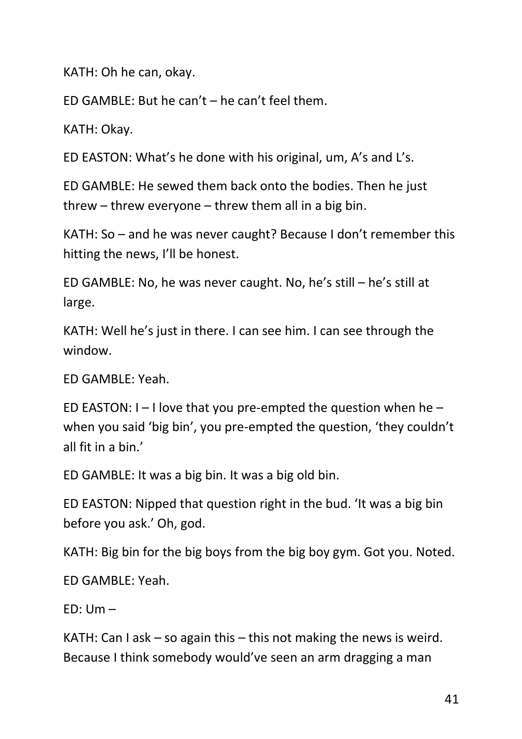KATH: Oh he can, okay.

ED GAMBLE: But he can't – he can't feel them.

KATH: Okay.

ED EASTON: What's he done with his original, um, A's and L's.

ED GAMBLE: He sewed them back onto the bodies. Then he just threw – threw everyone – threw them all in a big bin.

KATH: So – and he was never caught? Because I don't remember this hitting the news, I'll be honest.

ED GAMBLE: No, he was never caught. No, he's still – he's still at large.

KATH: Well he's just in there. I can see him. I can see through the window.

ED GAMBLE: Yeah.

ED EASTON: I – I love that you pre-empted the question when he – when you said 'big bin', you pre-empted the question, 'they couldn't all fit in a bin.'

ED GAMBLE: It was a big bin. It was a big old bin.

ED EASTON: Nipped that question right in the bud. 'It was a big bin before you ask.' Oh, god.

KATH: Big bin for the big boys from the big boy gym. Got you. Noted.

ED GAMBLE: Yeah.

ED: Um –

KATH: Can I ask – so again this – this not making the news is weird. Because I think somebody would've seen an arm dragging a man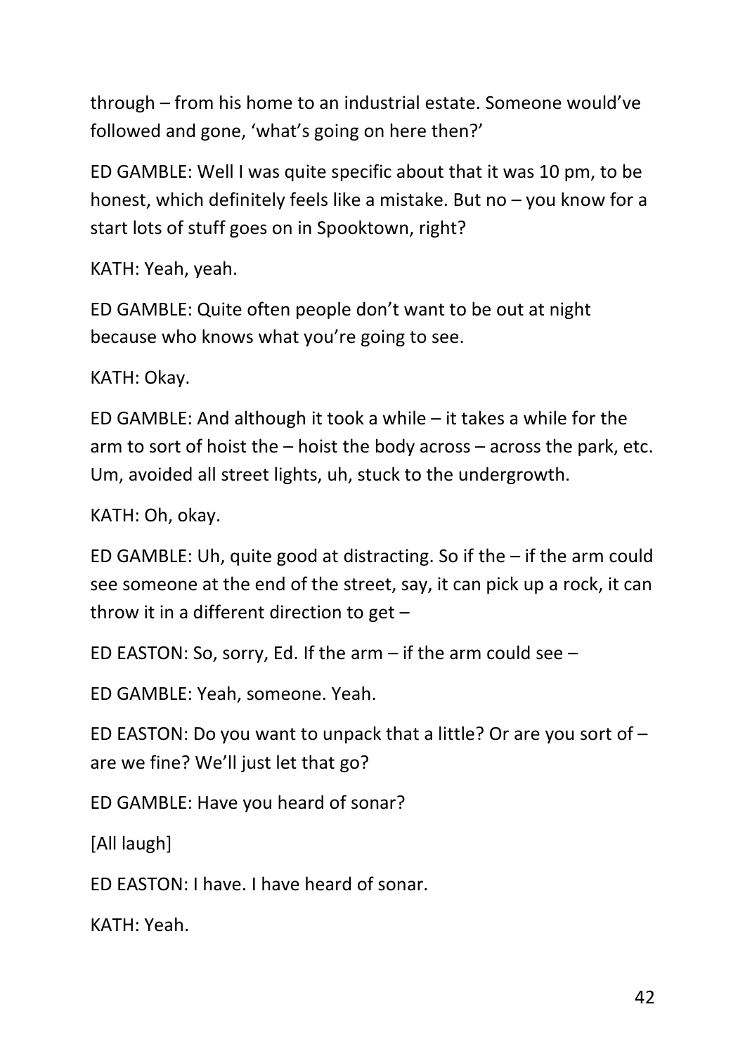through – from his home to an industrial estate. Someone would've followed and gone, 'what's going on here then?'

ED GAMBLE: Well I was quite specific about that it was 10 pm, to be honest, which definitely feels like a mistake. But no – you know for a start lots of stuff goes on in Spooktown, right?

KATH: Yeah, yeah.

ED GAMBLE: Quite often people don't want to be out at night because who knows what you're going to see.

KATH: Okay.

ED GAMBLE: And although it took a while – it takes a while for the arm to sort of hoist the – hoist the body across – across the park, etc. Um, avoided all street lights, uh, stuck to the undergrowth.

KATH: Oh, okay.

ED GAMBLE: Uh, quite good at distracting. So if the – if the arm could see someone at the end of the street, say, it can pick up a rock, it can throw it in a different direction to get –

ED EASTON: So, sorry, Ed. If the arm – if the arm could see –

ED GAMBLE: Yeah, someone. Yeah.

ED EASTON: Do you want to unpack that a little? Or are you sort of – are we fine? We'll just let that go?

ED GAMBLE: Have you heard of sonar?

[All laugh]

ED EASTON: I have. I have heard of sonar.

KATH: Yeah.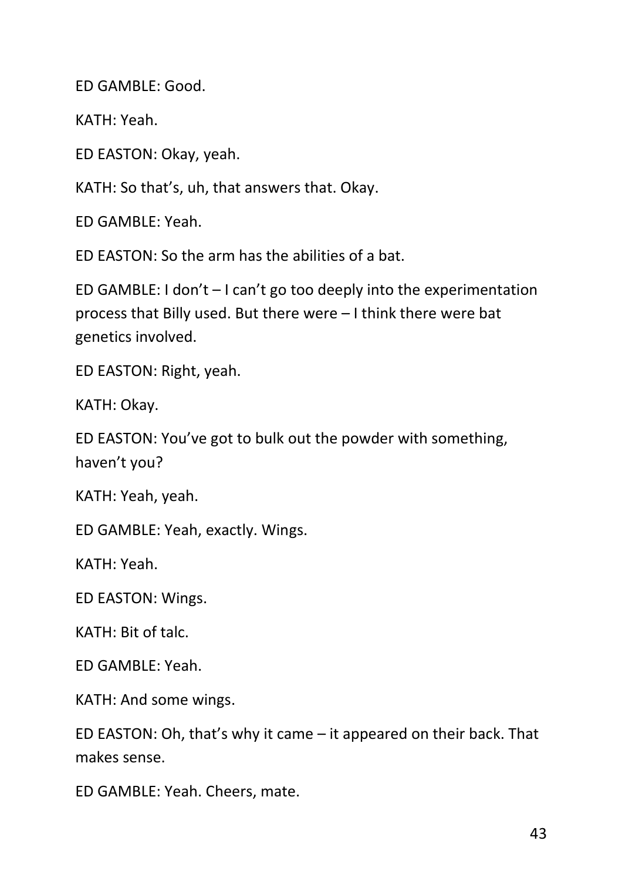ED GAMBLE: Good.

KATH: Yeah.

ED EASTON: Okay, yeah.

KATH: So that's, uh, that answers that. Okay.

ED GAMBLE: Yeah.

ED EASTON: So the arm has the abilities of a bat.

ED GAMBLE: I don't – I can't go too deeply into the experimentation process that Billy used. But there were – I think there were bat genetics involved.

ED EASTON: Right, yeah.

KATH: Okay.

ED EASTON: You've got to bulk out the powder with something, haven't you?

KATH: Yeah, yeah.

ED GAMBLE: Yeah, exactly. Wings.

KATH: Yeah.

ED EASTON: Wings.

KATH: Bit of talc.

ED GAMBLE: Yeah.

KATH: And some wings.

ED EASTON: Oh, that's why it came – it appeared on their back. That makes sense.

ED GAMBLE: Yeah. Cheers, mate.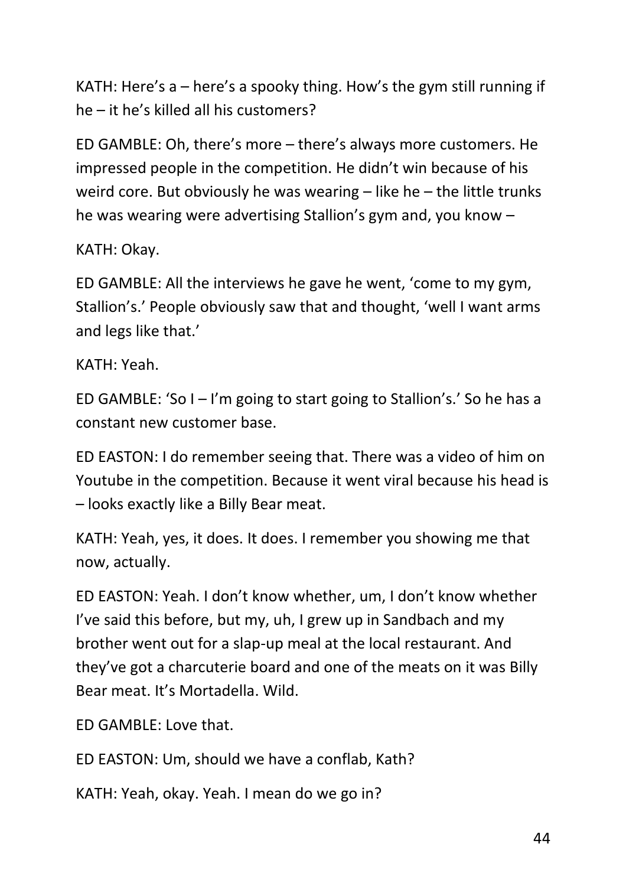KATH: Here's a – here's a spooky thing. How's the gym still running if he – it he's killed all his customers?

ED GAMBLE: Oh, there's more – there's always more customers. He impressed people in the competition. He didn't win because of his weird core. But obviously he was wearing – like he – the little trunks he was wearing were advertising Stallion's gym and, you know –

KATH: Okay.

ED GAMBLE: All the interviews he gave he went, 'come to my gym, Stallion's.' People obviously saw that and thought, 'well I want arms and legs like that.'

KATH: Yeah.

ED GAMBLE: 'So I – I'm going to start going to Stallion's.' So he has a constant new customer base.

ED EASTON: I do remember seeing that. There was a video of him on Youtube in the competition. Because it went viral because his head is – looks exactly like a Billy Bear meat.

KATH: Yeah, yes, it does. It does. I remember you showing me that now, actually.

ED EASTON: Yeah. I don't know whether, um, I don't know whether I've said this before, but my, uh, I grew up in Sandbach and my brother went out for a slap-up meal at the local restaurant. And they've got a charcuterie board and one of the meats on it was Billy Bear meat. It's Mortadella. Wild.

ED GAMBLE: Love that.

ED EASTON: Um, should we have a conflab, Kath?

KATH: Yeah, okay. Yeah. I mean do we go in?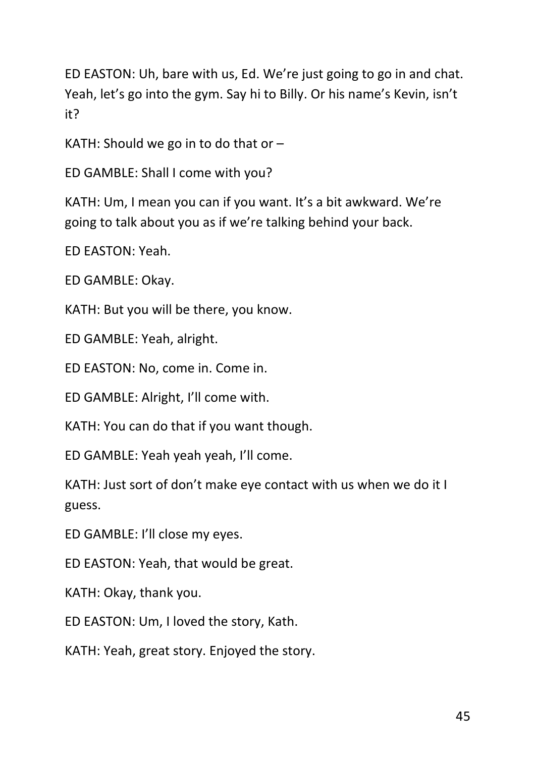ED EASTON: Uh, bare with us, Ed. We're just going to go in and chat. Yeah, let's go into the gym. Say hi to Billy. Or his name's Kevin, isn't it?

KATH: Should we go in to do that or –

ED GAMBLE: Shall I come with you?

KATH: Um, I mean you can if you want. It's a bit awkward. We're going to talk about you as if we're talking behind your back.

ED EASTON: Yeah.

ED GAMBLE: Okay.

KATH: But you will be there, you know.

ED GAMBLE: Yeah, alright.

ED EASTON: No, come in. Come in.

ED GAMBLE: Alright, I'll come with.

KATH: You can do that if you want though.

ED GAMBLE: Yeah yeah yeah, I'll come.

KATH: Just sort of don't make eye contact with us when we do it I guess.

ED GAMBLE: I'll close my eyes.

ED EASTON: Yeah, that would be great.

KATH: Okay, thank you.

ED EASTON: Um, I loved the story, Kath.

KATH: Yeah, great story. Enjoyed the story.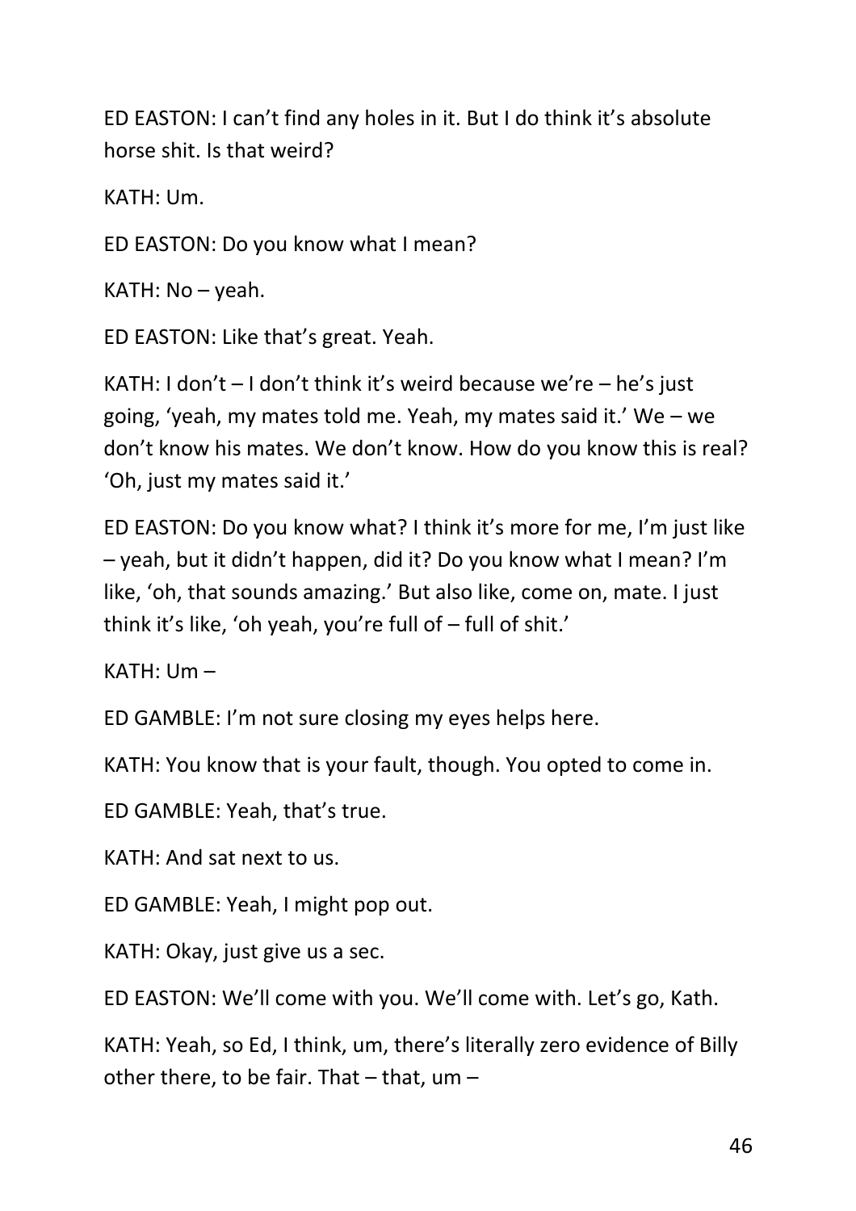ED EASTON: I can't find any holes in it. But I do think it's absolute horse shit. Is that weird?

KATH: Um.

ED EASTON: Do you know what I mean?

KATH: No – yeah.

ED EASTON: Like that's great. Yeah.

KATH: I don't – I don't think it's weird because we're – he's just going, 'yeah, my mates told me. Yeah, my mates said it.' We – we don't know his mates. We don't know. How do you know this is real? 'Oh, just my mates said it.'

ED EASTON: Do you know what? I think it's more for me, I'm just like – yeah, but it didn't happen, did it? Do you know what I mean? I'm like, 'oh, that sounds amazing.' But also like, come on, mate. I just think it's like, 'oh yeah, you're full of – full of shit.'

KATH: Um –

ED GAMBLE: I'm not sure closing my eyes helps here.

KATH: You know that is your fault, though. You opted to come in.

ED GAMBLE: Yeah, that's true.

KATH: And sat next to us.

ED GAMBLE: Yeah, I might pop out.

KATH: Okay, just give us a sec.

ED EASTON: We'll come with you. We'll come with. Let's go, Kath.

KATH: Yeah, so Ed, I think, um, there's literally zero evidence of Billy other there, to be fair. That – that, um –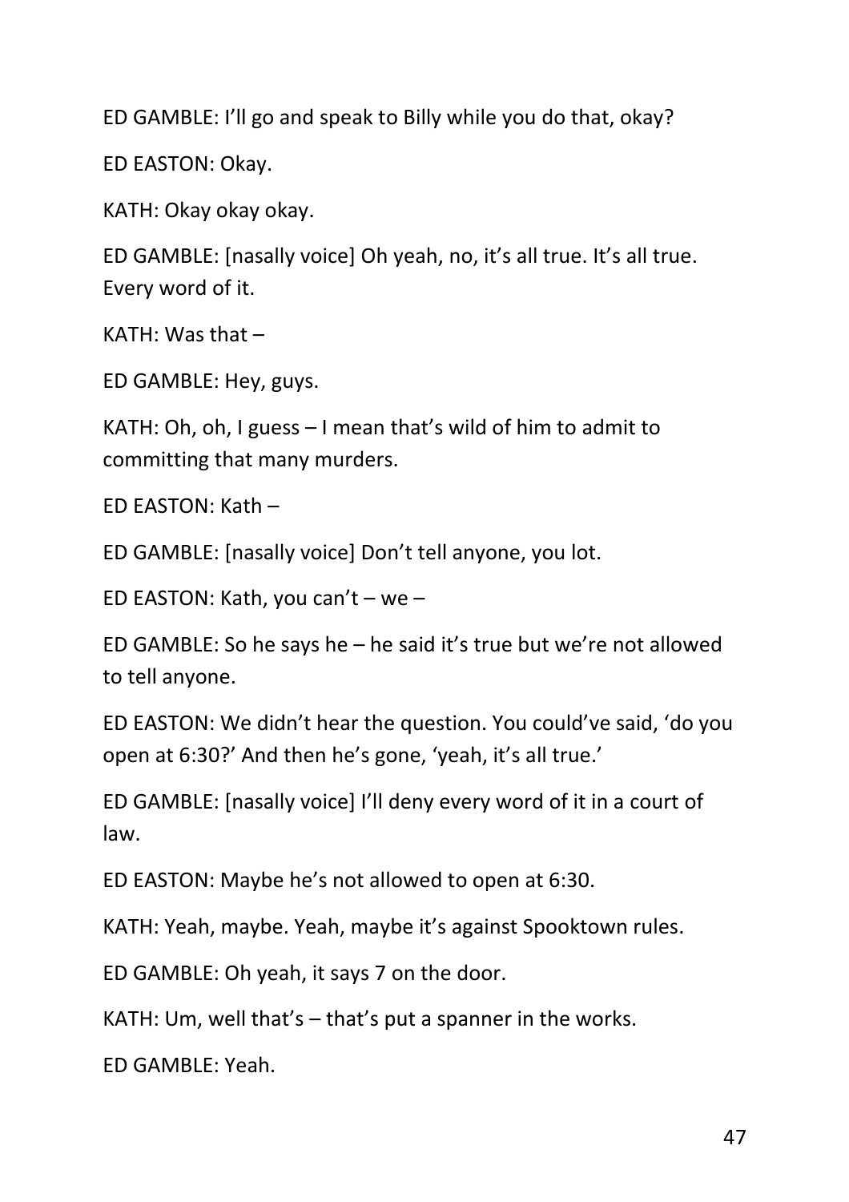ED GAMBLE: I'll go and speak to Billy while you do that, okay?

ED EASTON: Okay.

KATH: Okay okay okay.

ED GAMBLE: [nasally voice] Oh yeah, no, it's all true. It's all true. Every word of it.

KATH: Was that –

ED GAMBLE: Hey, guys.

KATH: Oh, oh, I guess – I mean that's wild of him to admit to committing that many murders.

ED EASTON: Kath –

ED GAMBLE: [nasally voice] Don't tell anyone, you lot.

ED EASTON: Kath, you can't – we –

ED GAMBLE: So he says he – he said it's true but we're not allowed to tell anyone.

ED EASTON: We didn't hear the question. You could've said, 'do you open at 6:30?' And then he's gone, 'yeah, it's all true.'

ED GAMBLE: [nasally voice] I'll deny every word of it in a court of law.

ED EASTON: Maybe he's not allowed to open at 6:30.

KATH: Yeah, maybe. Yeah, maybe it's against Spooktown rules.

ED GAMBLE: Oh yeah, it says 7 on the door.

KATH: Um, well that's – that's put a spanner in the works.

ED GAMBLE: Yeah.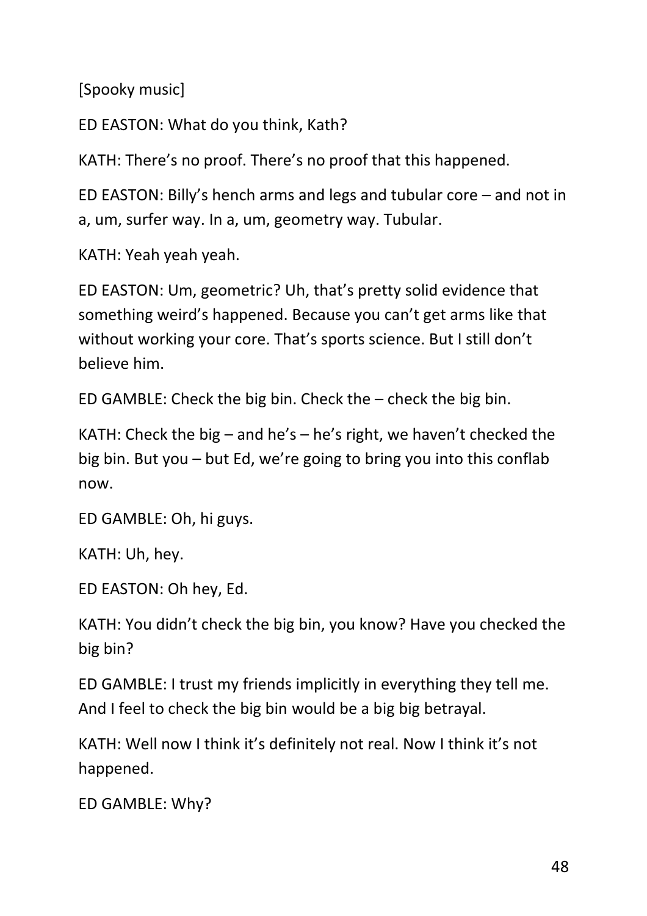[Spooky music]

ED EASTON: What do you think, Kath?

KATH: There's no proof. There's no proof that this happened.

ED EASTON: Billy's hench arms and legs and tubular core – and not in a, um, surfer way. In a, um, geometry way. Tubular.

KATH: Yeah yeah yeah.

ED EASTON: Um, geometric? Uh, that's pretty solid evidence that something weird's happened. Because you can't get arms like that without working your core. That's sports science. But I still don't believe him.

ED GAMBLE: Check the big bin. Check the – check the big bin.

KATH: Check the big – and he's – he's right, we haven't checked the big bin. But you – but Ed, we're going to bring you into this conflab now.

ED GAMBLE: Oh, hi guys.

KATH: Uh, hey.

ED EASTON: Oh hey, Ed.

KATH: You didn't check the big bin, you know? Have you checked the big bin?

ED GAMBLE: I trust my friends implicitly in everything they tell me. And I feel to check the big bin would be a big big betrayal.

KATH: Well now I think it's definitely not real. Now I think it's not happened.

ED GAMBLE: Why?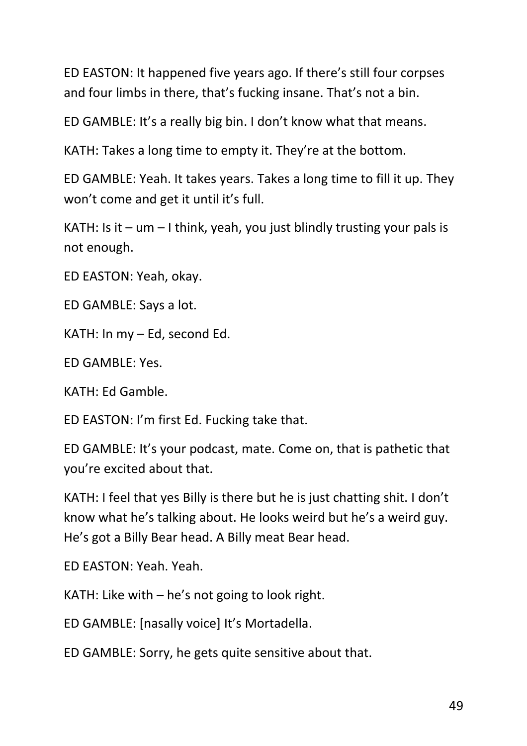ED EASTON: It happened five years ago. If there's still four corpses and four limbs in there, that's fucking insane. That's not a bin.

ED GAMBLE: It's a really big bin. I don't know what that means.

KATH: Takes a long time to empty it. They're at the bottom.

ED GAMBLE: Yeah. It takes years. Takes a long time to fill it up. They won't come and get it until it's full.

KATH: Is it – um – I think, yeah, you just blindly trusting your pals is not enough.

ED EASTON: Yeah, okay.

ED GAMBLE: Says a lot.

KATH: In my – Ed, second Ed.

ED GAMBLE: Yes.

KATH: Ed Gamble.

ED EASTON: I'm first Ed. Fucking take that.

ED GAMBLE: It's your podcast, mate. Come on, that is pathetic that you're excited about that.

KATH: I feel that yes Billy is there but he is just chatting shit. I don't know what he's talking about. He looks weird but he's a weird guy. He's got a Billy Bear head. A Billy meat Bear head.

ED EASTON: Yeah. Yeah.

KATH: Like with – he's not going to look right.

ED GAMBLE: [nasally voice] It's Mortadella.

ED GAMBLE: Sorry, he gets quite sensitive about that.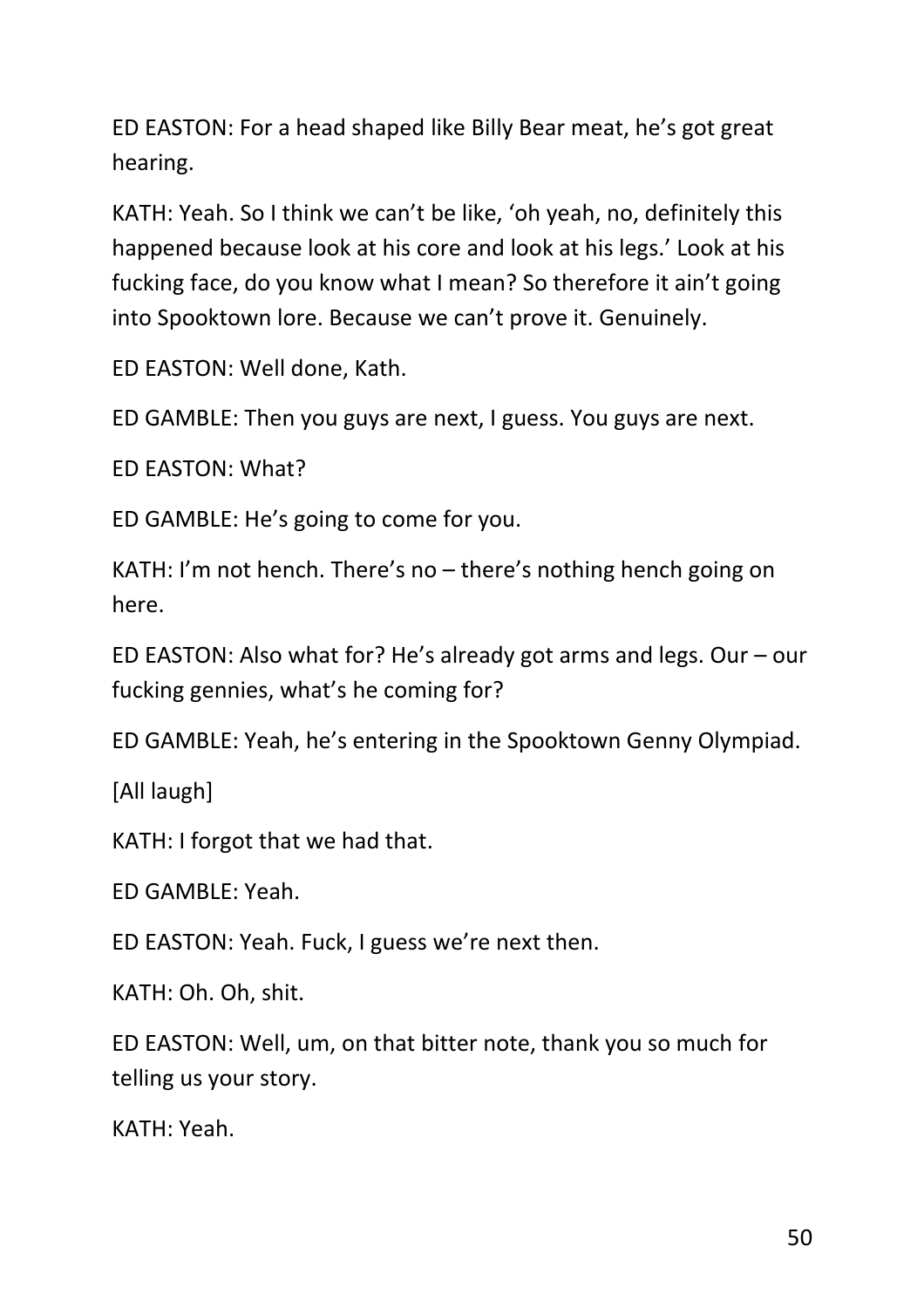ED EASTON: For a head shaped like Billy Bear meat, he's got great hearing.

KATH: Yeah. So I think we can't be like, 'oh yeah, no, definitely this happened because look at his core and look at his legs.' Look at his fucking face, do you know what I mean? So therefore it ain't going into Spooktown lore. Because we can't prove it. Genuinely.

ED EASTON: Well done, Kath.

ED GAMBLE: Then you guys are next, I guess. You guys are next.

ED EASTON: What?

ED GAMBLE: He's going to come for you.

KATH: I'm not hench. There's no – there's nothing hench going on here.

ED EASTON: Also what for? He's already got arms and legs. Our – our fucking gennies, what's he coming for?

ED GAMBLE: Yeah, he's entering in the Spooktown Genny Olympiad.

[All laugh]

KATH: I forgot that we had that.

ED GAMBLE: Yeah.

ED EASTON: Yeah. Fuck, I guess we're next then.

KATH: Oh. Oh, shit.

ED EASTON: Well, um, on that bitter note, thank you so much for telling us your story.

KATH: Yeah.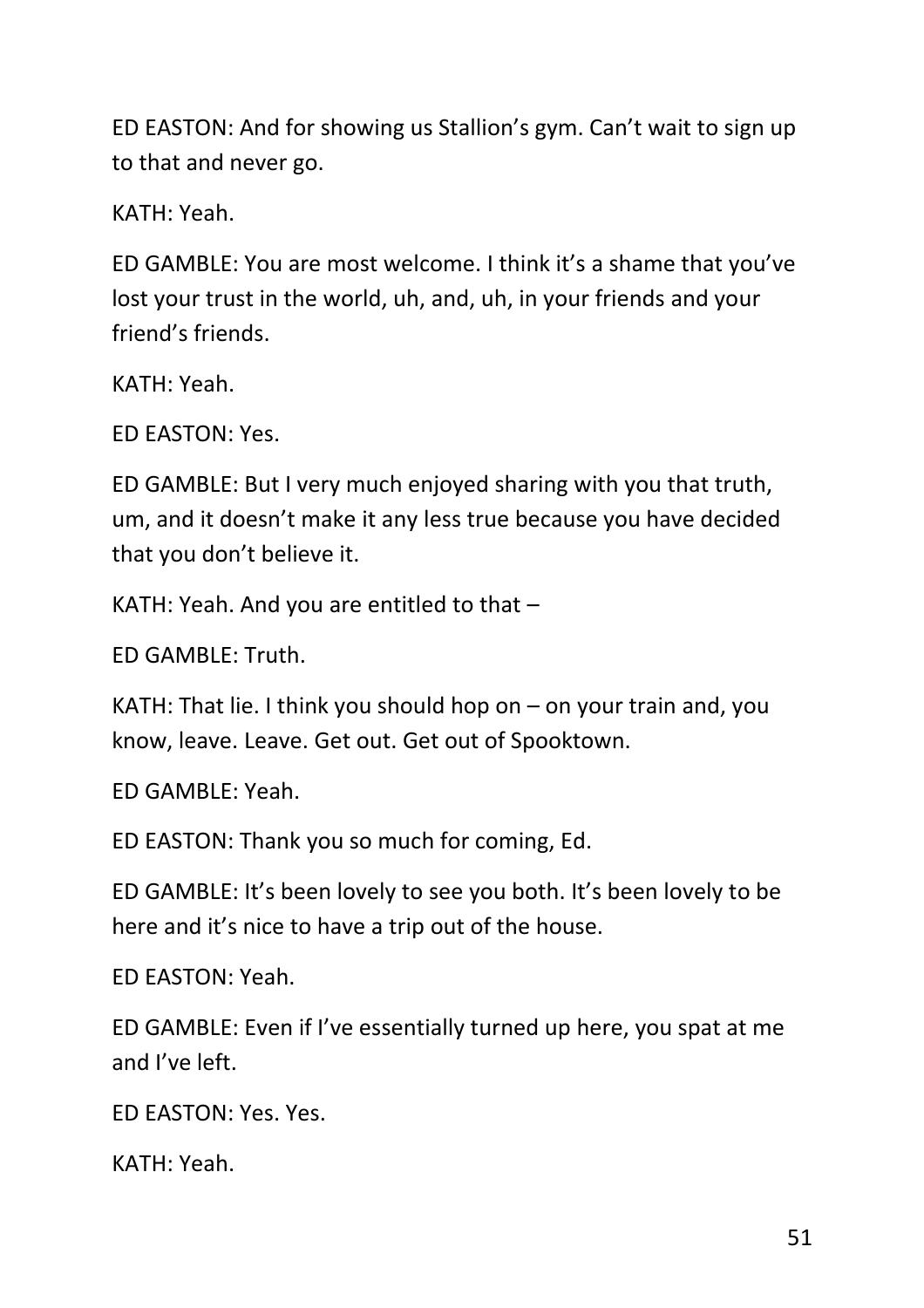ED EASTON: And for showing us Stallion's gym. Can't wait to sign up to that and never go.

KATH: Yeah.

ED GAMBLE: You are most welcome. I think it's a shame that you've lost your trust in the world, uh, and, uh, in your friends and your friend's friends.

KATH: Yeah.

ED EASTON: Yes.

ED GAMBLE: But I very much enjoyed sharing with you that truth, um, and it doesn't make it any less true because you have decided that you don't believe it.

KATH: Yeah. And you are entitled to that –

ED GAMBLE: Truth.

KATH: That lie. I think you should hop on – on your train and, you know, leave. Leave. Get out. Get out of Spooktown.

ED GAMBLE: Yeah.

ED EASTON: Thank you so much for coming, Ed.

ED GAMBLE: It's been lovely to see you both. It's been lovely to be here and it's nice to have a trip out of the house.

ED EASTON: Yeah.

ED GAMBLE: Even if I've essentially turned up here, you spat at me and I've left.

ED EASTON: Yes. Yes.

KATH: Yeah.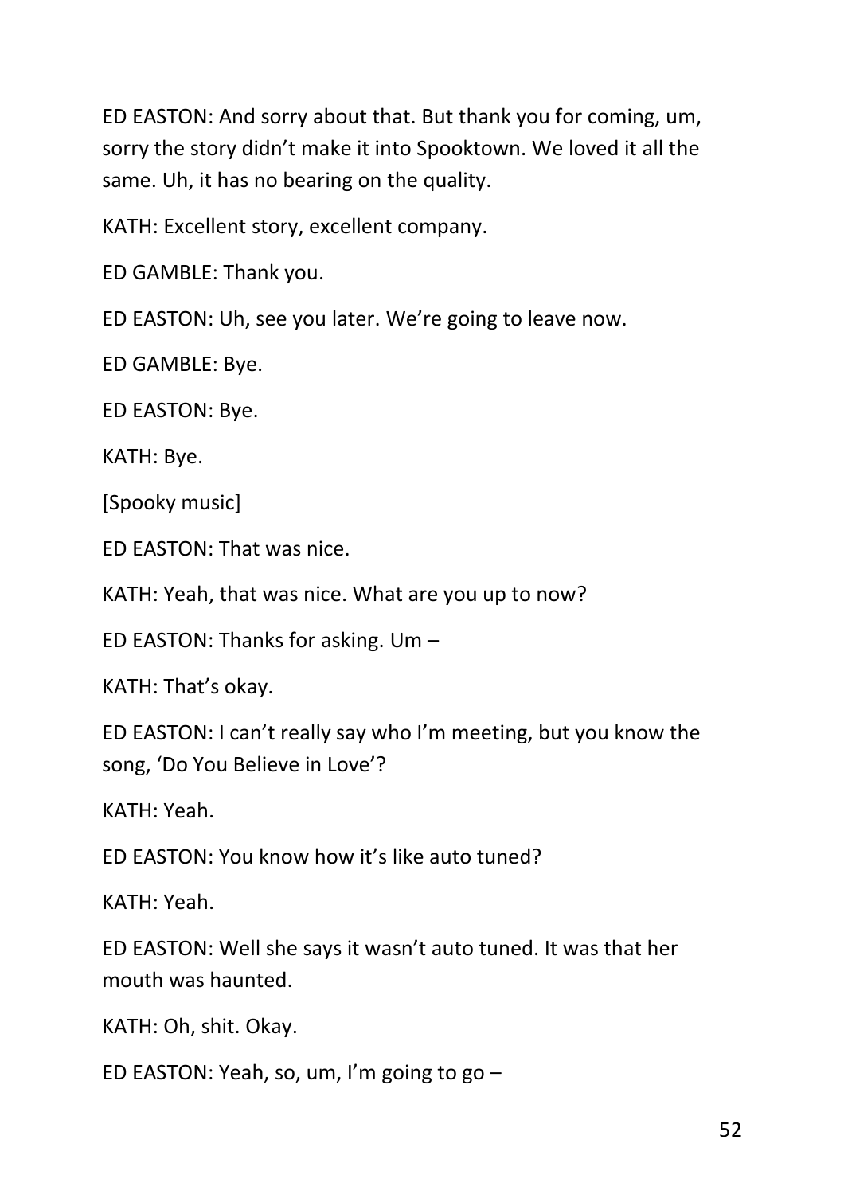ED EASTON: And sorry about that. But thank you for coming, um, sorry the story didn't make it into Spooktown. We loved it all the same. Uh, it has no bearing on the quality.

KATH: Excellent story, excellent company.

ED GAMBLE: Thank you.

ED EASTON: Uh, see you later. We're going to leave now.

ED GAMBLE: Bye.

ED EASTON: Bye.

KATH: Bye.

[Spooky music]

ED EASTON: That was nice.

KATH: Yeah, that was nice. What are you up to now?

ED EASTON: Thanks for asking. Um –

KATH: That's okay.

ED EASTON: I can't really say who I'm meeting, but you know the song, 'Do You Believe in Love'?

KATH: Yeah.

ED EASTON: You know how it's like auto tuned?

KATH: Yeah.

ED EASTON: Well she says it wasn't auto tuned. It was that her mouth was haunted.

KATH: Oh, shit. Okay.

ED EASTON: Yeah, so, um, I'm going to go –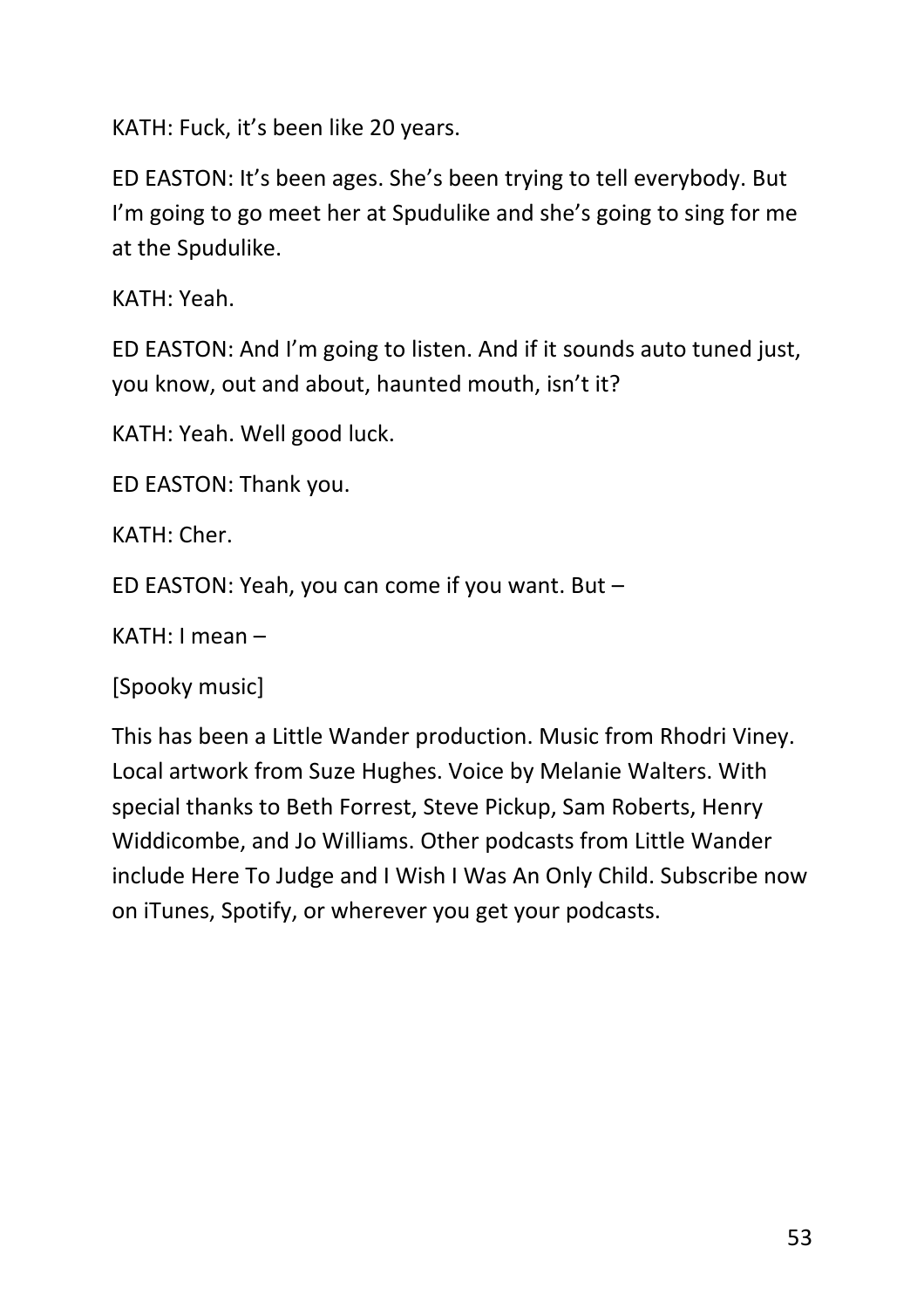KATH: Fuck, it’s been like 20 years.

ED EASTON: It’s been ages. She’s been trying to tell everybody. But I’m going to go meet her at Spudulike and she’s going to sing for me at the Spudulike.

KATH: Yeah.

ED EASTON: And I’m going to listen. And if it sounds auto tuned just, you know, out and about, haunted mouth, isn’t it?

KATH: Yeah. Well good luck.

ED EASTON: Thank you.

KATH: Cher.

ED EASTON: Yeah, you can come if you want. But –

KATH: I mean –

[Spooky music]

This has been a Little Wander production. Music from Rhodri Viney. Local artwork from Suze Hughes. Voice by Melanie Walters. With special thanks to Beth Forrest, Steve Pickup, Sam Roberts, Henry Widdicombe, and Jo Williams. Other podcasts from Little Wander include Here To Judge and I Wish I Was An Only Child. Subscribe now on iTunes, Spotify, or wherever you get your podcasts.